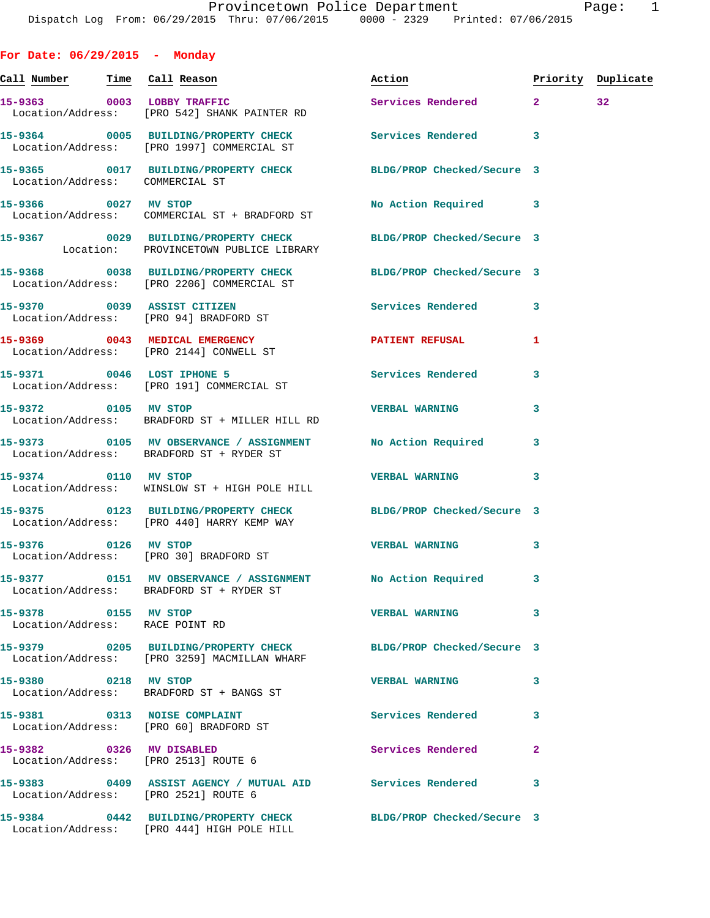Dispatch Log From: 06/29/2015 Thru: 07/06/2015 0000 - 2329 Printed: 07/06/2015

## For Date: 06/29/2015 - Monday

| Call Number | Time | Call Reason | Action | Priority | Duplicate |
|---|---|---|---|---|---|
| 15-9363 | 0003 | LOBBY TRAFFIC | Services Rendered | 2 | 32 |
| Location/Address: | | [PRO 542] SHANK PAINTER RD | | | |
| 15-9364 | 0005 | BUILDING/PROPERTY CHECK | Services Rendered | 3 | |
| Location/Address: | | [PRO 1997] COMMERCIAL ST | | | |
| 15-9365 | 0017 | BUILDING/PROPERTY CHECK | BLDG/PROP Checked/Secure | 3 | |
| Location/Address: | | COMMERCIAL ST | | | |
| 15-9366 | 0027 | MV STOP | No Action Required | 3 | |
| Location/Address: | | COMMERCIAL ST + BRADFORD ST | | | |
| 15-9367 | 0029 | BUILDING/PROPERTY CHECK | BLDG/PROP Checked/Secure | 3 | |
| Location: | | PROVINCETOWN PUBLICE LIBRARY | | | |
| 15-9368 | 0038 | BUILDING/PROPERTY CHECK | BLDG/PROP Checked/Secure | 3 | |
| Location/Address: | | [PRO 2206] COMMERCIAL ST | | | |
| 15-9370 | 0039 | ASSIST CITIZEN | Services Rendered | 3 | |
| Location/Address: | | [PRO 94] BRADFORD ST | | | |
| 15-9369 | 0043 | MEDICAL EMERGENCY | PATIENT REFUSAL | 1 | |
| Location/Address: | | [PRO 2144] CONWELL ST | | | |
| 15-9371 | 0046 | LOST IPHONE 5 | Services Rendered | 3 | |
| Location/Address: | | [PRO 191] COMMERCIAL ST | | | |
| 15-9372 | 0105 | MV STOP | VERBAL WARNING | 3 | |
| Location/Address: | | BRADFORD ST + MILLER HILL RD | | | |
| 15-9373 | 0105 | MV OBSERVANCE / ASSIGNMENT | No Action Required | 3 | |
| Location/Address: | | BRADFORD ST + RYDER ST | | | |
| 15-9374 | 0110 | MV STOP | VERBAL WARNING | 3 | |
| Location/Address: | | WINSLOW ST + HIGH POLE HILL | | | |
| 15-9375 | 0123 | BUILDING/PROPERTY CHECK | BLDG/PROP Checked/Secure | 3 | |
| Location/Address: | | [PRO 440] HARRY KEMP WAY | | | |
| 15-9376 | 0126 | MV STOP | VERBAL WARNING | 3 | |
| Location/Address: | | [PRO 30] BRADFORD ST | | | |
| 15-9377 | 0151 | MV OBSERVANCE / ASSIGNMENT | No Action Required | 3 | |
| Location/Address: | | BRADFORD ST + RYDER ST | | | |
| 15-9378 | 0155 | MV STOP | VERBAL WARNING | 3 | |
| Location/Address: | | RACE POINT RD | | | |
| 15-9379 | 0205 | BUILDING/PROPERTY CHECK | BLDG/PROP Checked/Secure | 3 | |
| Location/Address: | | [PRO 3259] MACMILLAN WHARF | | | |
| 15-9380 | 0218 | MV STOP | VERBAL WARNING | 3 | |
| Location/Address: | | BRADFORD ST + BANGS ST | | | |
| 15-9381 | 0313 | NOISE COMPLAINT | Services Rendered | 3 | |
| Location/Address: | | [PRO 60] BRADFORD ST | | | |
| 15-9382 | 0326 | MV DISABLED | Services Rendered | 2 | |
| Location/Address: | | [PRO 2513] ROUTE 6 | | | |
| 15-9383 | 0409 | ASSIST AGENCY / MUTUAL AID | Services Rendered | 3 | |
| Location/Address: | | [PRO 2521] ROUTE 6 | | | |
| 15-9384 | 0442 | BUILDING/PROPERTY CHECK | BLDG/PROP Checked/Secure | 3 | |
| Location/Address: | | [PRO 444] HIGH POLE HILL | | | |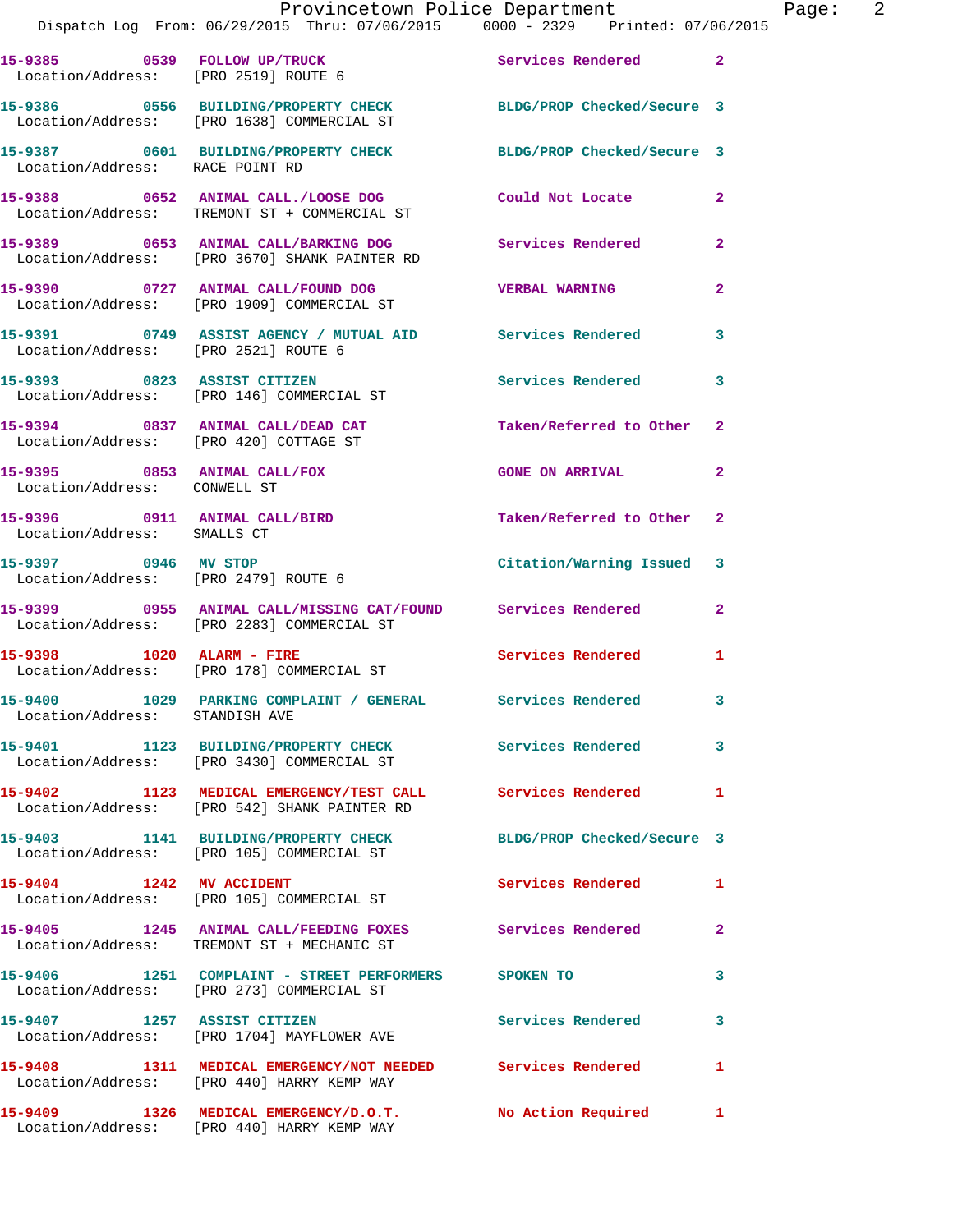15-9385 0539 FOLLOW UP/TRUCK Services Rendered 2
Location/Address: [PRO 2519] ROUTE 6

15-9386 0556 BUILDING/PROPERTY CHECK BLDG/PROP Checked/Secure 3
Location/Address: [PRO 1638] COMMERCIAL ST

15-9387 0601 BUILDING/PROPERTY CHECK BLDG/PROP Checked/Secure 3
Location/Address: RACE POINT RD

15-9388 0652 ANIMAL CALL./LOOSE DOG Could Not Locate 2
Location/Address: TREMONT ST + COMMERCIAL ST

15-9389 0653 ANIMAL CALL/BARKING DOG Services Rendered 2
Location/Address: [PRO 3670] SHANK PAINTER RD

15-9390 0727 ANIMAL CALL/FOUND DOG VERBAL WARNING 2
Location/Address: [PRO 1909] COMMERCIAL ST

15-9391 0749 ASSIST AGENCY / MUTUAL AID Services Rendered 3
Location/Address: [PRO 2521] ROUTE 6

15-9393 0823 ASSIST CITIZEN Services Rendered 3
Location/Address: [PRO 146] COMMERCIAL ST

15-9394 0837 ANIMAL CALL/DEAD CAT Taken/Referred to Other 2
Location/Address: [PRO 420] COTTAGE ST

15-9395 0853 ANIMAL CALL/FOX GONE ON ARRIVAL 2
Location/Address: CONWELL ST

15-9396 0911 ANIMAL CALL/BIRD Taken/Referred to Other 2
Location/Address: SMALLS CT

15-9397 0946 MV STOP Citation/Warning Issued 3
Location/Address: [PRO 2479] ROUTE 6

15-9399 0955 ANIMAL CALL/MISSING CAT/FOUND Services Rendered 2
Location/Address: [PRO 2283] COMMERCIAL ST

15-9398 1020 ALARM - FIRE Services Rendered 1
Location/Address: [PRO 178] COMMERCIAL ST

15-9400 1029 PARKING COMPLAINT / GENERAL Services Rendered 3
Location/Address: STANDISH AVE

15-9401 1123 BUILDING/PROPERTY CHECK Services Rendered 3
Location/Address: [PRO 3430] COMMERCIAL ST

15-9402 1123 MEDICAL EMERGENCY/TEST CALL Services Rendered 1
Location/Address: [PRO 542] SHANK PAINTER RD

15-9403 1141 BUILDING/PROPERTY CHECK BLDG/PROP Checked/Secure 3
Location/Address: [PRO 105] COMMERCIAL ST

15-9404 1242 MV ACCIDENT Services Rendered 1
Location/Address: [PRO 105] COMMERCIAL ST

15-9405 1245 ANIMAL CALL/FEEDING FOXES Services Rendered 2
Location/Address: TREMONT ST + MECHANIC ST

15-9406 1251 COMPLAINT - STREET PERFORMERS SPOKEN TO 3
Location/Address: [PRO 273] COMMERCIAL ST

15-9407 1257 ASSIST CITIZEN Services Rendered 3
Location/Address: [PRO 1704] MAYFLOWER AVE

15-9408 1311 MEDICAL EMERGENCY/NOT NEEDED Services Rendered 1
Location/Address: [PRO 440] HARRY KEMP WAY

15-9409 1326 MEDICAL EMERGENCY/D.O.T. No Action Required 1
Location/Address: [PRO 440] HARRY KEMP WAY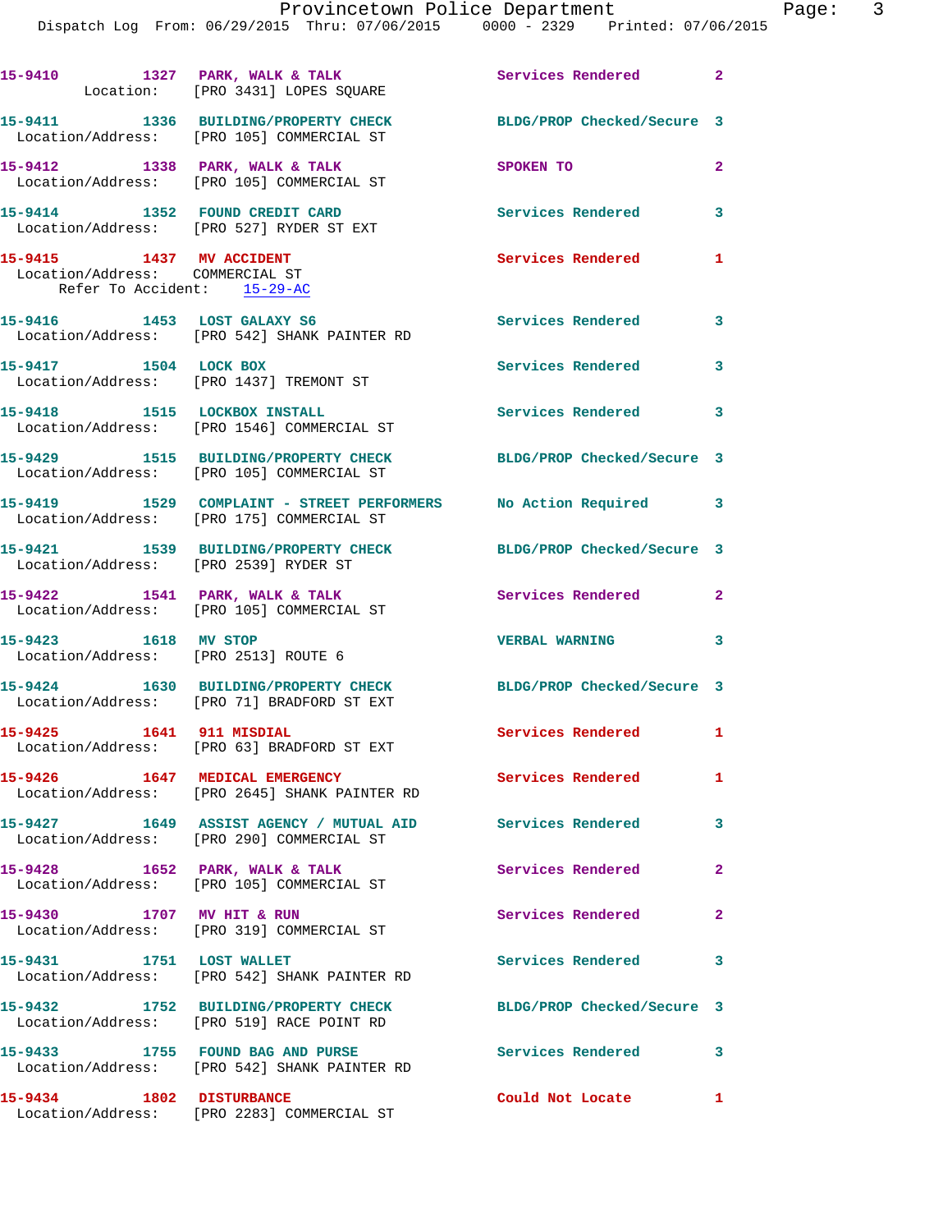15-9410 1327 PARK, WALK & TALK Services Rendered 2
Location: [PRO 3431] LOPES SQUARE

15-9411 1336 BUILDING/PROPERTY CHECK BLDG/PROP Checked/Secure 3
Location/Address: [PRO 105] COMMERCIAL ST

15-9412 1338 PARK, WALK & TALK SPOKEN TO 2
Location/Address: [PRO 105] COMMERCIAL ST

15-9414 1352 FOUND CREDIT CARD Services Rendered 3
Location/Address: [PRO 527] RYDER ST EXT

15-9415 1437 MV ACCIDENT Services Rendered 1
Location/Address: COMMERCIAL ST
Refer To Accident: 15-29-AC

15-9416 1453 LOST GALAXY S6 Services Rendered 3
Location/Address: [PRO 542] SHANK PAINTER RD

15-9417 1504 LOCK BOX Services Rendered 3
Location/Address: [PRO 1437] TREMONT ST

15-9418 1515 LOCKBOX INSTALL Services Rendered 3
Location/Address: [PRO 1546] COMMERCIAL ST

15-9429 1515 BUILDING/PROPERTY CHECK BLDG/PROP Checked/Secure 3
Location/Address: [PRO 105] COMMERCIAL ST

15-9419 1529 COMPLAINT - STREET PERFORMERS No Action Required 3
Location/Address: [PRO 175] COMMERCIAL ST

15-9421 1539 BUILDING/PROPERTY CHECK BLDG/PROP Checked/Secure 3
Location/Address: [PRO 2539] RYDER ST

15-9422 1541 PARK, WALK & TALK Services Rendered 2
Location/Address: [PRO 105] COMMERCIAL ST

15-9423 1618 MV STOP VERBAL WARNING 3
Location/Address: [PRO 2513] ROUTE 6

15-9424 1630 BUILDING/PROPERTY CHECK BLDG/PROP Checked/Secure 3
Location/Address: [PRO 71] BRADFORD ST EXT

15-9425 1641 911 MISDIAL Services Rendered 1
Location/Address: [PRO 63] BRADFORD ST EXT

15-9426 1647 MEDICAL EMERGENCY Services Rendered 1
Location/Address: [PRO 2645] SHANK PAINTER RD

15-9427 1649 ASSIST AGENCY / MUTUAL AID Services Rendered 3
Location/Address: [PRO 290] COMMERCIAL ST

15-9428 1652 PARK, WALK & TALK Services Rendered 2
Location/Address: [PRO 105] COMMERCIAL ST

15-9430 1707 MV HIT & RUN Services Rendered 2
Location/Address: [PRO 319] COMMERCIAL ST

15-9431 1751 LOST WALLET Services Rendered 3
Location/Address: [PRO 542] SHANK PAINTER RD

15-9432 1752 BUILDING/PROPERTY CHECK BLDG/PROP Checked/Secure 3
Location/Address: [PRO 519] RACE POINT RD

15-9433 1755 FOUND BAG AND PURSE Services Rendered 3
Location/Address: [PRO 542] SHANK PAINTER RD

15-9434 1802 DISTURBANCE Could Not Locate 1
Location/Address: [PRO 2283] COMMERCIAL ST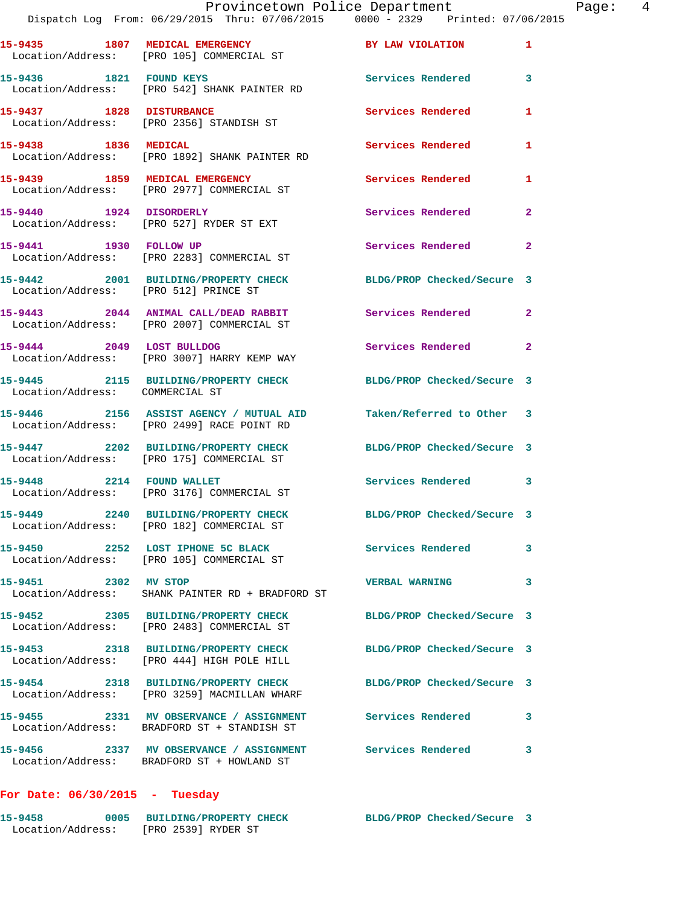15-9435 1807 MEDICAL EMERGENCY BY LAW VIOLATION 1
Location/Address: [PRO 105] COMMERCIAL ST

15-9436 1821 FOUND KEYS Services Rendered 3
Location/Address: [PRO 542] SHANK PAINTER RD

15-9437 1828 DISTURBANCE Services Rendered 1
Location/Address: [PRO 2356] STANDISH ST

15-9438 1836 MEDICAL Services Rendered 1
Location/Address: [PRO 1892] SHANK PAINTER RD

15-9439 1859 MEDICAL EMERGENCY Services Rendered 1
Location/Address: [PRO 2977] COMMERCIAL ST

15-9440 1924 DISORDERLY Services Rendered 2
Location/Address: [PRO 527] RYDER ST EXT

15-9441 1930 FOLLOW UP Services Rendered 2
Location/Address: [PRO 2283] COMMERCIAL ST

15-9442 2001 BUILDING/PROPERTY CHECK BLDG/PROP Checked/Secure 3
Location/Address: [PRO 512] PRINCE ST

15-9443 2044 ANIMAL CALL/DEAD RABBIT Services Rendered 2
Location/Address: [PRO 2007] COMMERCIAL ST

15-9444 2049 LOST BULLDOG Services Rendered 2
Location/Address: [PRO 3007] HARRY KEMP WAY

15-9445 2115 BUILDING/PROPERTY CHECK BLDG/PROP Checked/Secure 3
Location/Address: COMMERCIAL ST

15-9446 2156 ASSIST AGENCY / MUTUAL AID Taken/Referred to Other 3
Location/Address: [PRO 2499] RACE POINT RD

15-9447 2202 BUILDING/PROPERTY CHECK BLDG/PROP Checked/Secure 3
Location/Address: [PRO 175] COMMERCIAL ST

15-9448 2214 FOUND WALLET Services Rendered 3
Location/Address: [PRO 3176] COMMERCIAL ST

15-9449 2240 BUILDING/PROPERTY CHECK BLDG/PROP Checked/Secure 3
Location/Address: [PRO 182] COMMERCIAL ST

15-9450 2252 LOST IPHONE 5C BLACK Services Rendered 3
Location/Address: [PRO 105] COMMERCIAL ST

15-9451 2302 MV STOP VERBAL WARNING 3
Location/Address: SHANK PAINTER RD + BRADFORD ST

15-9452 2305 BUILDING/PROPERTY CHECK BLDG/PROP Checked/Secure 3
Location/Address: [PRO 2483] COMMERCIAL ST

15-9453 2318 BUILDING/PROPERTY CHECK BLDG/PROP Checked/Secure 3
Location/Address: [PRO 444] HIGH POLE HILL

15-9454 2318 BUILDING/PROPERTY CHECK BLDG/PROP Checked/Secure 3
Location/Address: [PRO 3259] MACMILLAN WHARF

15-9455 2331 MV OBSERVANCE / ASSIGNMENT Services Rendered 3
Location/Address: BRADFORD ST + STANDISH ST

15-9456 2337 MV OBSERVANCE / ASSIGNMENT Services Rendered 3
Location/Address: BRADFORD ST + HOWLAND ST

## For Date: 06/30/2015 - Tuesday

15-9458 0005 BUILDING/PROPERTY CHECK BLDG/PROP Checked/Secure 3
Location/Address: [PRO 2539] RYDER ST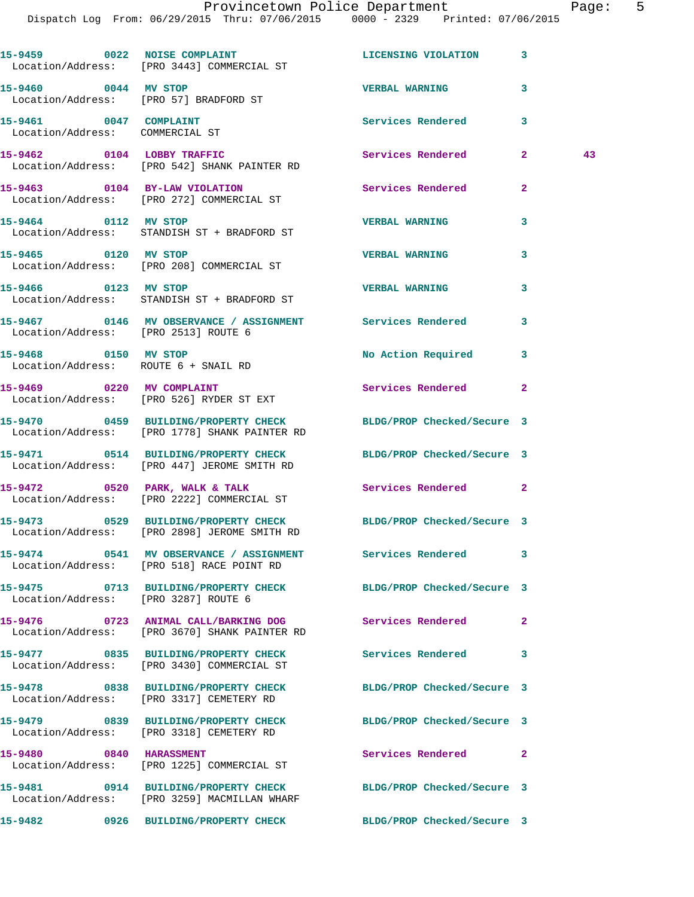```
15-9459        0022  NOISE COMPLAINT                LICENSING VIOLATION     3
  Location/Address:   [PRO 3443] COMMERCIAL ST

15-9460        0044  MV STOP                        VERBAL WARNING          3
  Location/Address:   [PRO 57] BRADFORD ST

15-9461        0047  COMPLAINT                      Services Rendered       3
  Location/Address:   COMMERCIAL ST

15-9462        0104  LOBBY TRAFFIC                  Services Rendered       2        43
  Location/Address:   [PRO 542] SHANK PAINTER RD

15-9463        0104  BY-LAW VIOLATION               Services Rendered       2
  Location/Address:   [PRO 272] COMMERCIAL ST

15-9464        0112  MV STOP                        VERBAL WARNING          3
  Location/Address:   STANDISH ST + BRADFORD ST

15-9465        0120  MV STOP                        VERBAL WARNING          3
  Location/Address:   [PRO 208] COMMERCIAL ST

15-9466        0123  MV STOP                        VERBAL WARNING          3
  Location/Address:   STANDISH ST + BRADFORD ST

15-9467        0146  MV OBSERVANCE / ASSIGNMENT     Services Rendered       3
  Location/Address:   [PRO 2513] ROUTE 6

15-9468        0150  MV STOP                        No Action Required      3
  Location/Address:   ROUTE 6 + SNAIL RD

15-9469        0220  MV COMPLAINT                   Services Rendered       2
  Location/Address:   [PRO 526] RYDER ST EXT

15-9470        0459  BUILDING/PROPERTY CHECK        BLDG/PROP Checked/Secure 3
  Location/Address:   [PRO 1778] SHANK PAINTER RD

15-9471        0514  BUILDING/PROPERTY CHECK        BLDG/PROP Checked/Secure 3
  Location/Address:   [PRO 447] JEROME SMITH RD

15-9472        0520  PARK, WALK & TALK              Services Rendered       2
  Location/Address:   [PRO 2222] COMMERCIAL ST

15-9473        0529  BUILDING/PROPERTY CHECK        BLDG/PROP Checked/Secure 3
  Location/Address:   [PRO 2898] JEROME SMITH RD

15-9474        0541  MV OBSERVANCE / ASSIGNMENT     Services Rendered       3
  Location/Address:   [PRO 518] RACE POINT RD

15-9475        0713  BUILDING/PROPERTY CHECK        BLDG/PROP Checked/Secure 3
  Location/Address:   [PRO 3287] ROUTE 6

15-9476        0723  ANIMAL CALL/BARKING DOG        Services Rendered       2
  Location/Address:   [PRO 3670] SHANK PAINTER RD

15-9477        0835  BUILDING/PROPERTY CHECK        Services Rendered       3
  Location/Address:   [PRO 3430] COMMERCIAL ST

15-9478        0838  BUILDING/PROPERTY CHECK        BLDG/PROP Checked/Secure 3
  Location/Address:   [PRO 3317] CEMETERY RD

15-9479        0839  BUILDING/PROPERTY CHECK        BLDG/PROP Checked/Secure 3
  Location/Address:   [PRO 3318] CEMETERY RD

15-9480        0840  HARASSMENT                     Services Rendered       2
  Location/Address:   [PRO 1225] COMMERCIAL ST

15-9481        0914  BUILDING/PROPERTY CHECK        BLDG/PROP Checked/Secure 3
  Location/Address:   [PRO 3259] MACMILLAN WHARF

15-9482        0926  BUILDING/PROPERTY CHECK        BLDG/PROP Checked/Secure 3
```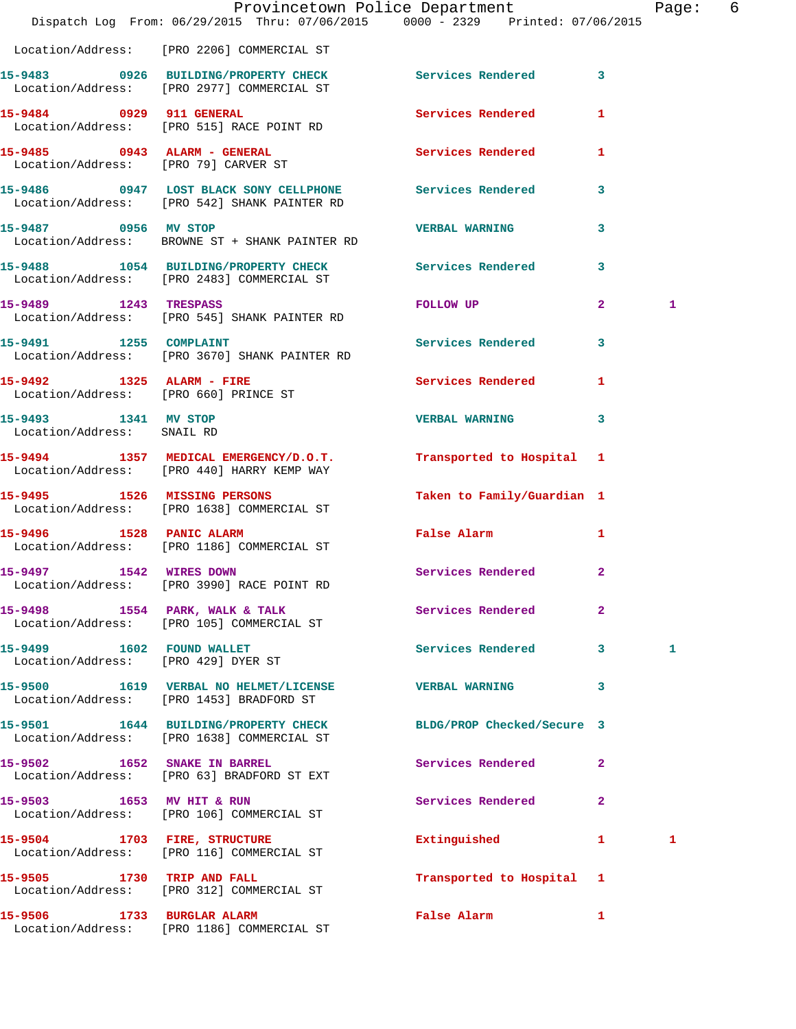Location/Address: [PRO 2206] COMMERCIAL ST

| Call # | Time | Call Reason | Action | Priority | |
|---|---|---|---|---|---|
| 15-9483 | 0926 | BUILDING/PROPERTY CHECK | Services Rendered | 3 | |
| | | Location/Address: [PRO 2977] COMMERCIAL ST | | | |
| 15-9484 | 0929 | 911 GENERAL | Services Rendered | 1 | |
| | | Location/Address: [PRO 515] RACE POINT RD | | | |
| 15-9485 | 0943 | ALARM - GENERAL | Services Rendered | 1 | |
| | | Location/Address: [PRO 79] CARVER ST | | | |
| 15-9486 | 0947 | LOST BLACK SONY CELLPHONE | Services Rendered | 3 | |
| | | Location/Address: [PRO 542] SHANK PAINTER RD | | | |
| 15-9487 | 0956 | MV STOP | VERBAL WARNING | 3 | |
| | | Location/Address: BROWNE ST + SHANK PAINTER RD | | | |
| 15-9488 | 1054 | BUILDING/PROPERTY CHECK | Services Rendered | 3 | |
| | | Location/Address: [PRO 2483] COMMERCIAL ST | | | |
| 15-9489 | 1243 | TRESPASS | FOLLOW UP | 2 | 1 |
| | | Location/Address: [PRO 545] SHANK PAINTER RD | | | |
| 15-9491 | 1255 | COMPLAINT | Services Rendered | 3 | |
| | | Location/Address: [PRO 3670] SHANK PAINTER RD | | | |
| 15-9492 | 1325 | ALARM - FIRE | Services Rendered | 1 | |
| | | Location/Address: [PRO 660] PRINCE ST | | | |
| 15-9493 | 1341 | MV STOP | VERBAL WARNING | 3 | |
| | | Location/Address: SNAIL RD | | | |
| 15-9494 | 1357 | MEDICAL EMERGENCY/D.O.T. | Transported to Hospital | 1 | |
| | | Location/Address: [PRO 440] HARRY KEMP WAY | | | |
| 15-9495 | 1526 | MISSING PERSONS | Taken to Family/Guardian | 1 | |
| | | Location/Address: [PRO 1638] COMMERCIAL ST | | | |
| 15-9496 | 1528 | PANIC ALARM | False Alarm | 1 | |
| | | Location/Address: [PRO 1186] COMMERCIAL ST | | | |
| 15-9497 | 1542 | WIRES DOWN | Services Rendered | 2 | |
| | | Location/Address: [PRO 3990] RACE POINT RD | | | |
| 15-9498 | 1554 | PARK, WALK & TALK | Services Rendered | 2 | |
| | | Location/Address: [PRO 105] COMMERCIAL ST | | | |
| 15-9499 | 1602 | FOUND WALLET | Services Rendered | 3 | 1 |
| | | Location/Address: [PRO 429] DYER ST | | | |
| 15-9500 | 1619 | VERBAL NO HELMET/LICENSE | VERBAL WARNING | 3 | |
| | | Location/Address: [PRO 1453] BRADFORD ST | | | |
| 15-9501 | 1644 | BUILDING/PROPERTY CHECK | BLDG/PROP Checked/Secure | 3 | |
| | | Location/Address: [PRO 1638] COMMERCIAL ST | | | |
| 15-9502 | 1652 | SNAKE IN BARREL | Services Rendered | 2 | |
| | | Location/Address: [PRO 63] BRADFORD ST EXT | | | |
| 15-9503 | 1653 | MV HIT & RUN | Services Rendered | 2 | |
| | | Location/Address: [PRO 106] COMMERCIAL ST | | | |
| 15-9504 | 1703 | FIRE, STRUCTURE | Extinguished | 1 | 1 |
| | | Location/Address: [PRO 116] COMMERCIAL ST | | | |
| 15-9505 | 1730 | TRIP AND FALL | Transported to Hospital | 1 | |
| | | Location/Address: [PRO 312] COMMERCIAL ST | | | |
| 15-9506 | 1733 | BURGLAR ALARM | False Alarm | 1 | |
| | | Location/Address: [PRO 1186] COMMERCIAL ST | | | |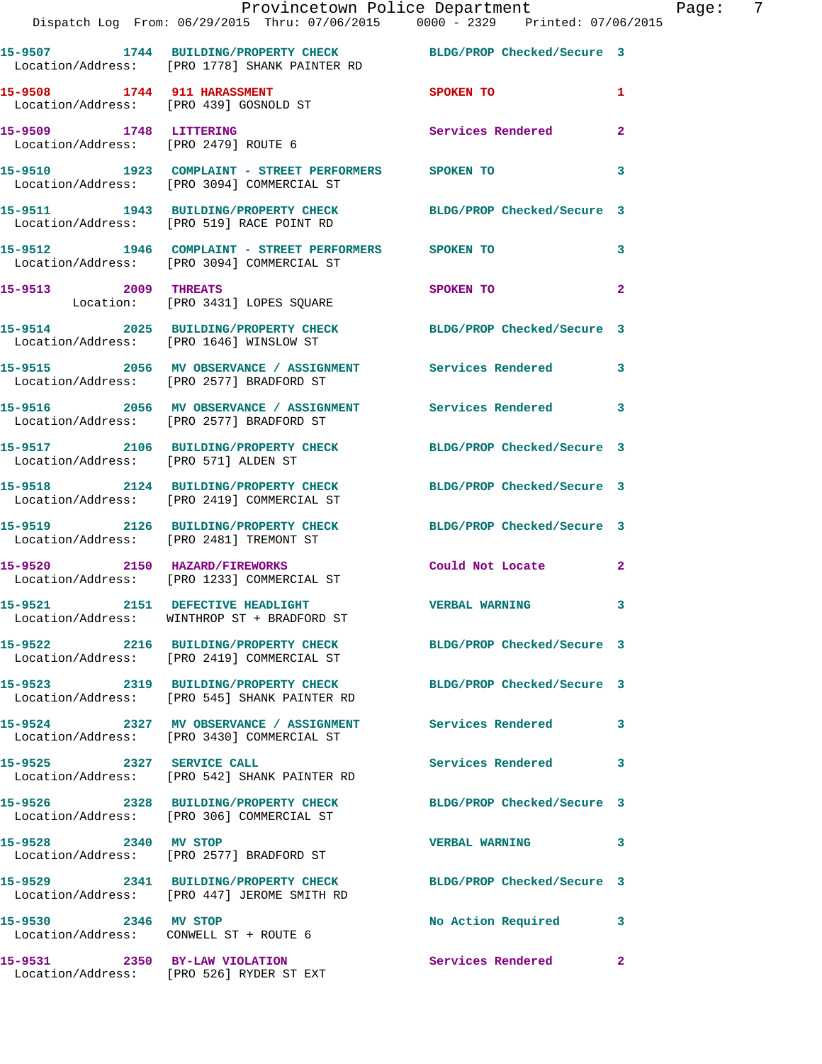| Call Number | Time | Call Reason | Action | Priority |
|---|---|---|---|---|
| 15-9507 | 1744 | BUILDING/PROPERTY CHECK | BLDG/PROP Checked/Secure | 3 |
| Location/Address: [PRO 1778] SHANK PAINTER RD | | | | |
| 15-9508 | 1744 | 911 HARASSMENT | SPOKEN TO | 1 |
| Location/Address: [PRO 439] GOSNOLD ST | | | | |
| 15-9509 | 1748 | LITTERING | Services Rendered | 2 |
| Location/Address: [PRO 2479] ROUTE 6 | | | | |
| 15-9510 | 1923 | COMPLAINT - STREET PERFORMERS | SPOKEN TO | 3 |
| Location/Address: [PRO 3094] COMMERCIAL ST | | | | |
| 15-9511 | 1943 | BUILDING/PROPERTY CHECK | BLDG/PROP Checked/Secure | 3 |
| Location/Address: [PRO 519] RACE POINT RD | | | | |
| 15-9512 | 1946 | COMPLAINT - STREET PERFORMERS | SPOKEN TO | 3 |
| Location/Address: [PRO 3094] COMMERCIAL ST | | | | |
| 15-9513 | 2009 | THREATS | SPOKEN TO | 2 |
| Location: [PRO 3431] LOPES SQUARE | | | | |
| 15-9514 | 2025 | BUILDING/PROPERTY CHECK | BLDG/PROP Checked/Secure | 3 |
| Location/Address: [PRO 1646] WINSLOW ST | | | | |
| 15-9515 | 2056 | MV OBSERVANCE / ASSIGNMENT | Services Rendered | 3 |
| Location/Address: [PRO 2577] BRADFORD ST | | | | |
| 15-9516 | 2056 | MV OBSERVANCE / ASSIGNMENT | Services Rendered | 3 |
| Location/Address: [PRO 2577] BRADFORD ST | | | | |
| 15-9517 | 2106 | BUILDING/PROPERTY CHECK | BLDG/PROP Checked/Secure | 3 |
| Location/Address: [PRO 571] ALDEN ST | | | | |
| 15-9518 | 2124 | BUILDING/PROPERTY CHECK | BLDG/PROP Checked/Secure | 3 |
| Location/Address: [PRO 2419] COMMERCIAL ST | | | | |
| 15-9519 | 2126 | BUILDING/PROPERTY CHECK | BLDG/PROP Checked/Secure | 3 |
| Location/Address: [PRO 2481] TREMONT ST | | | | |
| 15-9520 | 2150 | HAZARD/FIREWORKS | Could Not Locate | 2 |
| Location/Address: [PRO 1233] COMMERCIAL ST | | | | |
| 15-9521 | 2151 | DEFECTIVE HEADLIGHT | VERBAL WARNING | 3 |
| Location/Address: WINTHROP ST + BRADFORD ST | | | | |
| 15-9522 | 2216 | BUILDING/PROPERTY CHECK | BLDG/PROP Checked/Secure | 3 |
| Location/Address: [PRO 2419] COMMERCIAL ST | | | | |
| 15-9523 | 2319 | BUILDING/PROPERTY CHECK | BLDG/PROP Checked/Secure | 3 |
| Location/Address: [PRO 545] SHANK PAINTER RD | | | | |
| 15-9524 | 2327 | MV OBSERVANCE / ASSIGNMENT | Services Rendered | 3 |
| Location/Address: [PRO 3430] COMMERCIAL ST | | | | |
| 15-9525 | 2327 | SERVICE CALL | Services Rendered | 3 |
| Location/Address: [PRO 542] SHANK PAINTER RD | | | | |
| 15-9526 | 2328 | BUILDING/PROPERTY CHECK | BLDG/PROP Checked/Secure | 3 |
| Location/Address: [PRO 306] COMMERCIAL ST | | | | |
| 15-9528 | 2340 | MV STOP | VERBAL WARNING | 3 |
| Location/Address: [PRO 2577] BRADFORD ST | | | | |
| 15-9529 | 2341 | BUILDING/PROPERTY CHECK | BLDG/PROP Checked/Secure | 3 |
| Location/Address: [PRO 447] JEROME SMITH RD | | | | |
| 15-9530 | 2346 | MV STOP | No Action Required | 3 |
| Location/Address: CONWELL ST + ROUTE 6 | | | | |
| 15-9531 | 2350 | BY-LAW VIOLATION | Services Rendered | 2 |
| Location/Address: [PRO 526] RYDER ST EXT | | | | |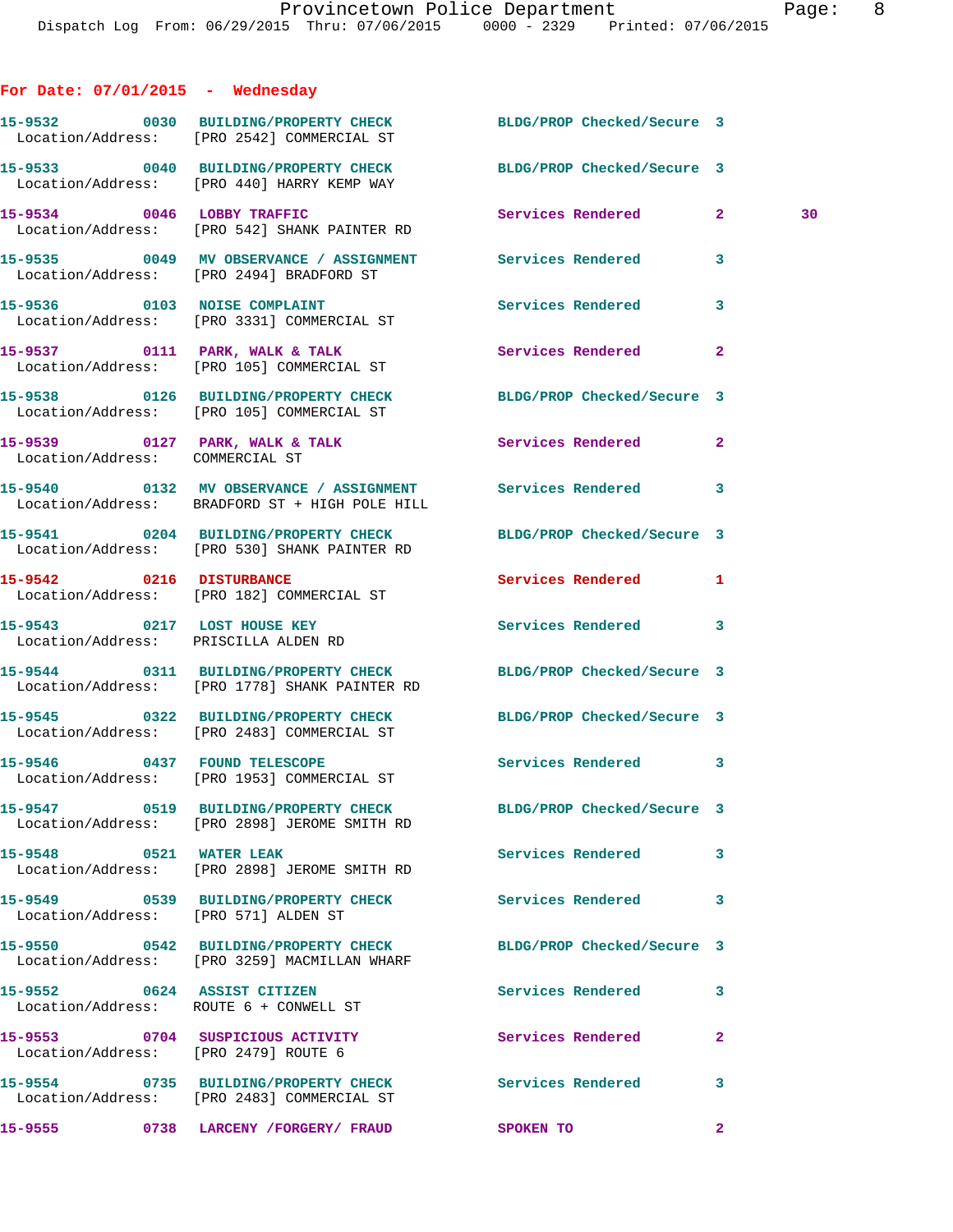## For Date: 07/01/2015 - Wednesday

**15-9532** 0030 **BUILDING/PROPERTY CHECK** BLDG/PROP Checked/Secure 3
Location/Address: [PRO 2542] COMMERCIAL ST

**15-9533** 0040 **BUILDING/PROPERTY CHECK** BLDG/PROP Checked/Secure 3
Location/Address: [PRO 440] HARRY KEMP WAY

**15-9534** 0046 **LOBBY TRAFFIC** Services Rendered 2 30
Location/Address: [PRO 542] SHANK PAINTER RD

**15-9535** 0049 **MV OBSERVANCE / ASSIGNMENT** Services Rendered 3
Location/Address: [PRO 2494] BRADFORD ST

**15-9536** 0103 **NOISE COMPLAINT** Services Rendered 3
Location/Address: [PRO 3331] COMMERCIAL ST

**15-9537** 0111 **PARK, WALK & TALK** Services Rendered 2
Location/Address: [PRO 105] COMMERCIAL ST

**15-9538** 0126 **BUILDING/PROPERTY CHECK** BLDG/PROP Checked/Secure 3
Location/Address: [PRO 105] COMMERCIAL ST

**15-9539** 0127 **PARK, WALK & TALK** Services Rendered 2
Location/Address: COMMERCIAL ST

**15-9540** 0132 **MV OBSERVANCE / ASSIGNMENT** Services Rendered 3
Location/Address: BRADFORD ST + HIGH POLE HILL

**15-9541** 0204 **BUILDING/PROPERTY CHECK** BLDG/PROP Checked/Secure 3
Location/Address: [PRO 530] SHANK PAINTER RD

**15-9542** 0216 **DISTURBANCE** Services Rendered 1
Location/Address: [PRO 182] COMMERCIAL ST

**15-9543** 0217 **LOST HOUSE KEY** Services Rendered 3
Location/Address: PRISCILLA ALDEN RD

**15-9544** 0311 **BUILDING/PROPERTY CHECK** BLDG/PROP Checked/Secure 3
Location/Address: [PRO 1778] SHANK PAINTER RD

**15-9545** 0322 **BUILDING/PROPERTY CHECK** BLDG/PROP Checked/Secure 3
Location/Address: [PRO 2483] COMMERCIAL ST

**15-9546** 0437 **FOUND TELESCOPE** Services Rendered 3
Location/Address: [PRO 1953] COMMERCIAL ST

**15-9547** 0519 **BUILDING/PROPERTY CHECK** BLDG/PROP Checked/Secure 3
Location/Address: [PRO 2898] JEROME SMITH RD

**15-9548** 0521 **WATER LEAK** Services Rendered 3
Location/Address: [PRO 2898] JEROME SMITH RD

**15-9549** 0539 **BUILDING/PROPERTY CHECK** Services Rendered 3
Location/Address: [PRO 571] ALDEN ST

**15-9550** 0542 **BUILDING/PROPERTY CHECK** BLDG/PROP Checked/Secure 3
Location/Address: [PRO 3259] MACMILLAN WHARF

**15-9552** 0624 **ASSIST CITIZEN** Services Rendered 3
Location/Address: ROUTE 6 + CONWELL ST

**15-9553** 0704 **SUSPICIOUS ACTIVITY** Services Rendered 2
Location/Address: [PRO 2479] ROUTE 6

**15-9554** 0735 **BUILDING/PROPERTY CHECK** Services Rendered 3
Location/Address: [PRO 2483] COMMERCIAL ST

**15-9555** 0738 **LARCENY /FORGERY/ FRAUD** SPOKEN TO 2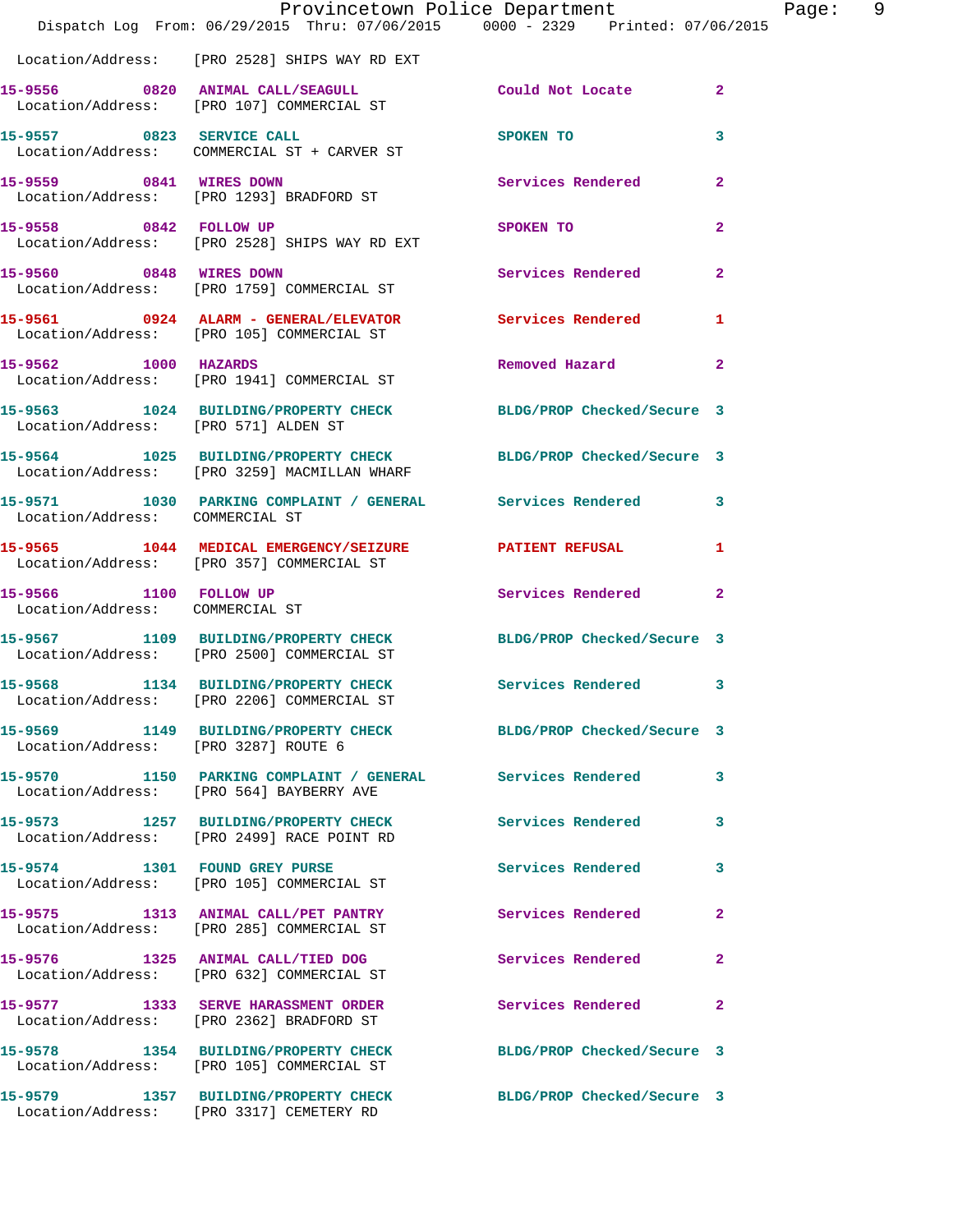Location/Address: [PRO 2528] SHIPS WAY RD EXT

**15-9556 0820 ANIMAL CALL/SEAGULL** Could Not Locate 2
Location/Address: [PRO 107] COMMERCIAL ST

**15-9557 0823 SERVICE CALL** SPOKEN TO 3
Location/Address: COMMERCIAL ST + CARVER ST

**15-9559 0841 WIRES DOWN** Services Rendered 2
Location/Address: [PRO 1293] BRADFORD ST

**15-9558 0842 FOLLOW UP** SPOKEN TO 2
Location/Address: [PRO 2528] SHIPS WAY RD EXT

**15-9560 0848 WIRES DOWN** Services Rendered 2
Location/Address: [PRO 1759] COMMERCIAL ST

**15-9561 0924 ALARM - GENERAL/ELEVATOR** Services Rendered 1
Location/Address: [PRO 105] COMMERCIAL ST

**15-9562 1000 HAZARDS** Removed Hazard 2
Location/Address: [PRO 1941] COMMERCIAL ST

**15-9563 1024 BUILDING/PROPERTY CHECK** BLDG/PROP Checked/Secure 3
Location/Address: [PRO 571] ALDEN ST

**15-9564 1025 BUILDING/PROPERTY CHECK** BLDG/PROP Checked/Secure 3
Location/Address: [PRO 3259] MACMILLAN WHARF

**15-9571 1030 PARKING COMPLAINT / GENERAL** Services Rendered 3
Location/Address: COMMERCIAL ST

**15-9565 1044 MEDICAL EMERGENCY/SEIZURE** PATIENT REFUSAL 1
Location/Address: [PRO 357] COMMERCIAL ST

**15-9566 1100 FOLLOW UP** Services Rendered 2
Location/Address: COMMERCIAL ST

**15-9567 1109 BUILDING/PROPERTY CHECK** BLDG/PROP Checked/Secure 3
Location/Address: [PRO 2500] COMMERCIAL ST

**15-9568 1134 BUILDING/PROPERTY CHECK** Services Rendered 3
Location/Address: [PRO 2206] COMMERCIAL ST

**15-9569 1149 BUILDING/PROPERTY CHECK** BLDG/PROP Checked/Secure 3
Location/Address: [PRO 3287] ROUTE 6

**15-9570 1150 PARKING COMPLAINT / GENERAL** Services Rendered 3
Location/Address: [PRO 564] BAYBERRY AVE

**15-9573 1257 BUILDING/PROPERTY CHECK** Services Rendered 3
Location/Address: [PRO 2499] RACE POINT RD

**15-9574 1301 FOUND GREY PURSE** Services Rendered 3
Location/Address: [PRO 105] COMMERCIAL ST

**15-9575 1313 ANIMAL CALL/PET PANTRY** Services Rendered 2
Location/Address: [PRO 285] COMMERCIAL ST

**15-9576 1325 ANIMAL CALL/TIED DOG** Services Rendered 2
Location/Address: [PRO 632] COMMERCIAL ST

**15-9577 1333 SERVE HARASSMENT ORDER** Services Rendered 2
Location/Address: [PRO 2362] BRADFORD ST

**15-9578 1354 BUILDING/PROPERTY CHECK** BLDG/PROP Checked/Secure 3
Location/Address: [PRO 105] COMMERCIAL ST

**15-9579 1357 BUILDING/PROPERTY CHECK** BLDG/PROP Checked/Secure 3
Location/Address: [PRO 3317] CEMETERY RD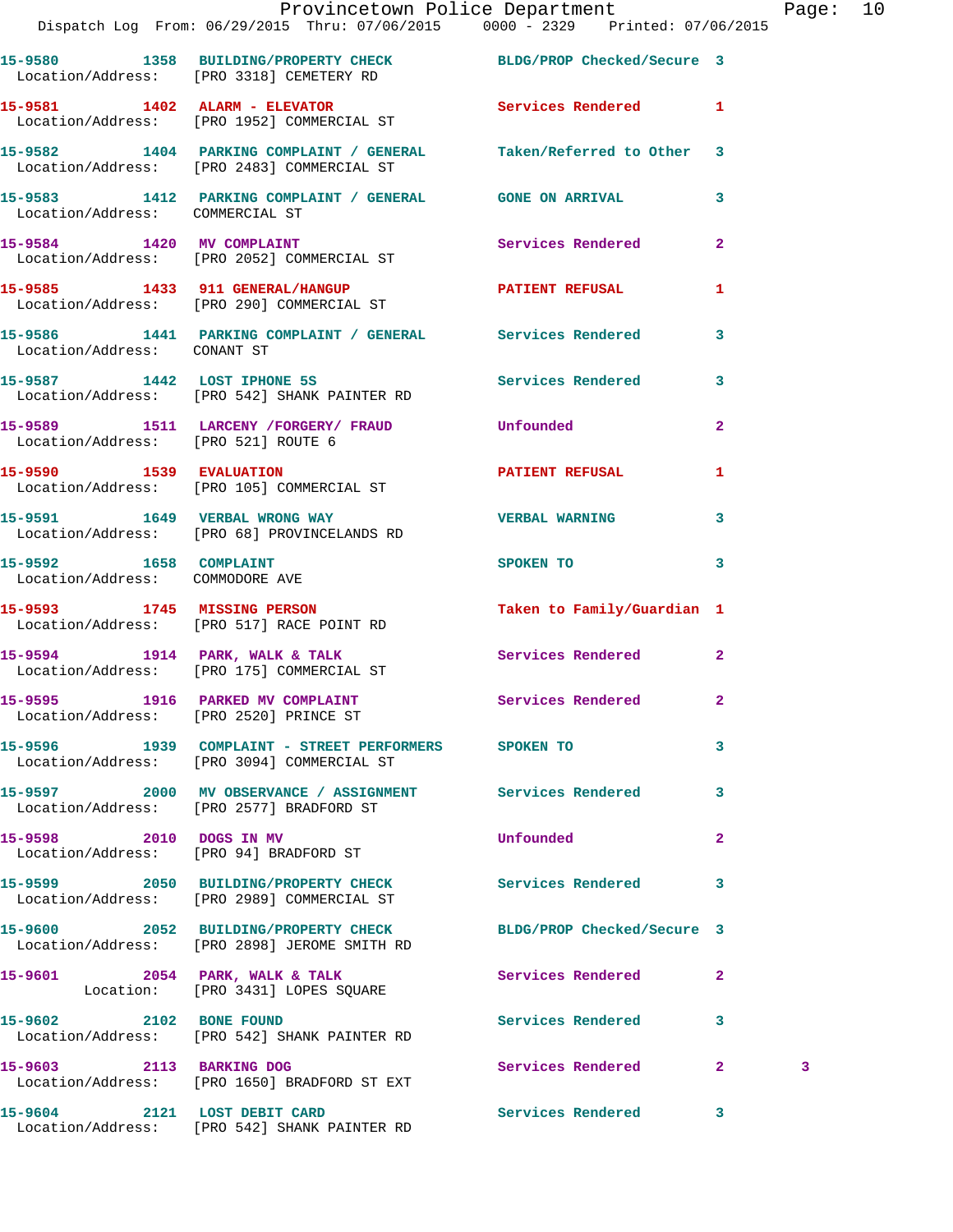15-9580 1358 BUILDING/PROPERTY CHECK BLDG/PROP Checked/Secure 3
Location/Address: [PRO 3318] CEMETERY RD

15-9581 1402 ALARM - ELEVATOR Services Rendered 1
Location/Address: [PRO 1952] COMMERCIAL ST

15-9582 1404 PARKING COMPLAINT / GENERAL Taken/Referred to Other 3
Location/Address: [PRO 2483] COMMERCIAL ST

15-9583 1412 PARKING COMPLAINT / GENERAL GONE ON ARRIVAL 3
Location/Address: COMMERCIAL ST

15-9584 1420 MV COMPLAINT Services Rendered 2
Location/Address: [PRO 2052] COMMERCIAL ST

15-9585 1433 911 GENERAL/HANGUP PATIENT REFUSAL 1
Location/Address: [PRO 290] COMMERCIAL ST

15-9586 1441 PARKING COMPLAINT / GENERAL Services Rendered 3
Location/Address: CONANT ST

15-9587 1442 LOST IPHONE 5S Services Rendered 3
Location/Address: [PRO 542] SHANK PAINTER RD

15-9589 1511 LARCENY /FORGERY/ FRAUD Unfounded 2
Location/Address: [PRO 521] ROUTE 6

15-9590 1539 EVALUATION PATIENT REFUSAL 1
Location/Address: [PRO 105] COMMERCIAL ST

15-9591 1649 VERBAL WRONG WAY VERBAL WARNING 3
Location/Address: [PRO 68] PROVINCELANDS RD

15-9592 1658 COMPLAINT SPOKEN TO 3
Location/Address: COMMODORE AVE

15-9593 1745 MISSING PERSON Taken to Family/Guardian 1
Location/Address: [PRO 517] RACE POINT RD

15-9594 1914 PARK, WALK & TALK Services Rendered 2
Location/Address: [PRO 175] COMMERCIAL ST

15-9595 1916 PARKED MV COMPLAINT Services Rendered 2
Location/Address: [PRO 2520] PRINCE ST

15-9596 1939 COMPLAINT - STREET PERFORMERS SPOKEN TO 3
Location/Address: [PRO 3094] COMMERCIAL ST

15-9597 2000 MV OBSERVANCE / ASSIGNMENT Services Rendered 3
Location/Address: [PRO 2577] BRADFORD ST

15-9598 2010 DOGS IN MV Unfounded 2
Location/Address: [PRO 94] BRADFORD ST

15-9599 2050 BUILDING/PROPERTY CHECK Services Rendered 3
Location/Address: [PRO 2989] COMMERCIAL ST

15-9600 2052 BUILDING/PROPERTY CHECK BLDG/PROP Checked/Secure 3
Location/Address: [PRO 2898] JEROME SMITH RD

15-9601 2054 PARK, WALK & TALK Services Rendered 2
Location: [PRO 3431] LOPES SQUARE

15-9602 2102 BONE FOUND Services Rendered 3
Location/Address: [PRO 542] SHANK PAINTER RD

15-9603 2113 BARKING DOG Services Rendered 2 3
Location/Address: [PRO 1650] BRADFORD ST EXT

15-9604 2121 LOST DEBIT CARD Services Rendered 3
Location/Address: [PRO 542] SHANK PAINTER RD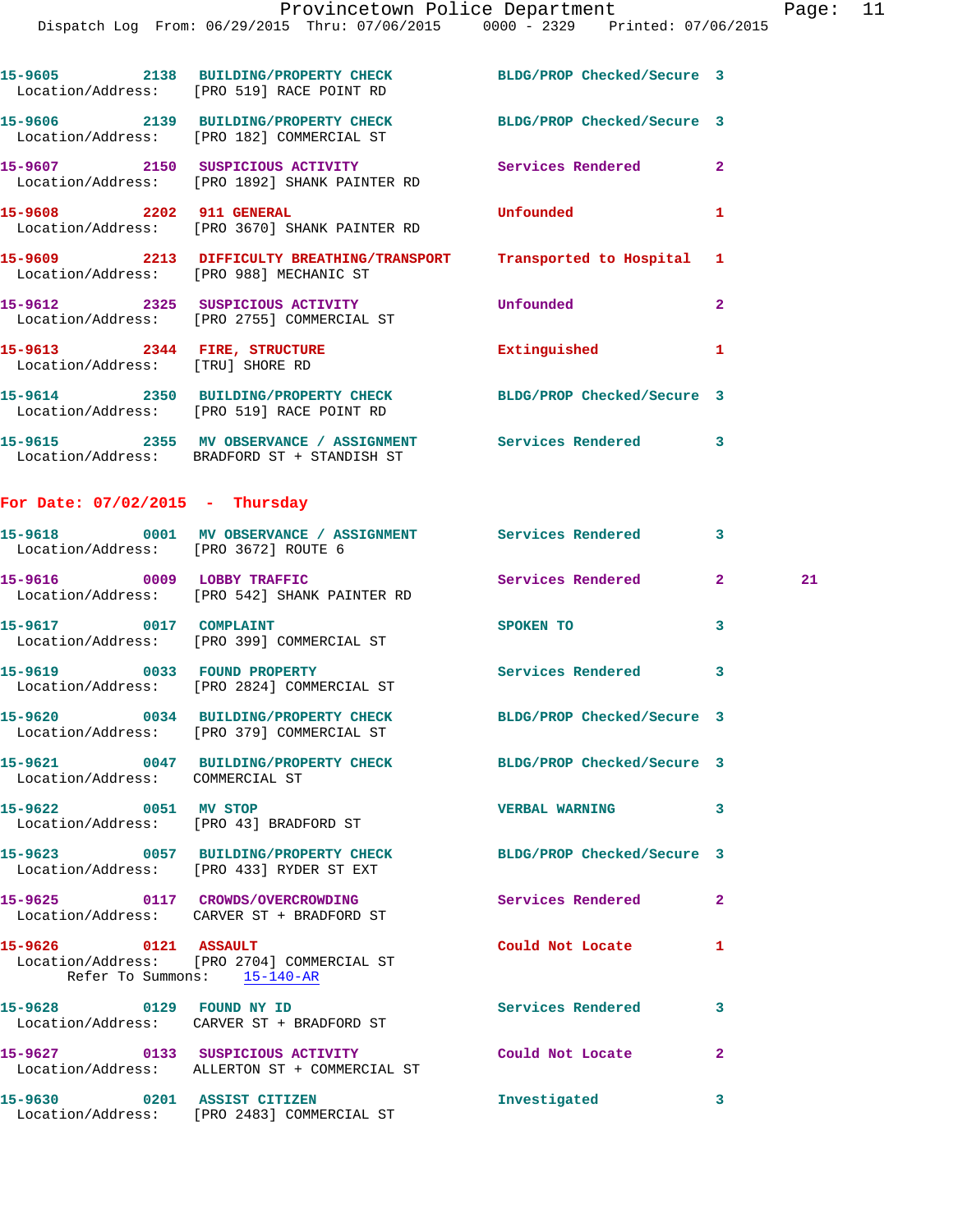15-9605 2138 BUILDING/PROPERTY CHECK BLDG/PROP Checked/Secure 3
Location/Address: [PRO 519] RACE POINT RD

15-9606 2139 BUILDING/PROPERTY CHECK BLDG/PROP Checked/Secure 3
Location/Address: [PRO 182] COMMERCIAL ST

15-9607 2150 SUSPICIOUS ACTIVITY Services Rendered 2
Location/Address: [PRO 1892] SHANK PAINTER RD

15-9608 2202 911 GENERAL Unfounded 1
Location/Address: [PRO 3670] SHANK PAINTER RD

15-9609 2213 DIFFICULTY BREATHING/TRANSPORT Transported to Hospital 1
Location/Address: [PRO 988] MECHANIC ST

15-9612 2325 SUSPICIOUS ACTIVITY Unfounded 2
Location/Address: [PRO 2755] COMMERCIAL ST

15-9613 2344 FIRE, STRUCTURE Extinguished 1
Location/Address: [TRU] SHORE RD

15-9614 2350 BUILDING/PROPERTY CHECK BLDG/PROP Checked/Secure 3
Location/Address: [PRO 519] RACE POINT RD

15-9615 2355 MV OBSERVANCE / ASSIGNMENT Services Rendered 3
Location/Address: BRADFORD ST + STANDISH ST

**For Date: 07/02/2015 - Thursday**

15-9618 0001 MV OBSERVANCE / ASSIGNMENT Services Rendered 3
Location/Address: [PRO 3672] ROUTE 6

15-9616 0009 LOBBY TRAFFIC Services Rendered 2 21
Location/Address: [PRO 542] SHANK PAINTER RD

15-9617 0017 COMPLAINT SPOKEN TO 3
Location/Address: [PRO 399] COMMERCIAL ST

15-9619 0033 FOUND PROPERTY Services Rendered 3
Location/Address: [PRO 2824] COMMERCIAL ST

15-9620 0034 BUILDING/PROPERTY CHECK BLDG/PROP Checked/Secure 3
Location/Address: [PRO 379] COMMERCIAL ST

15-9621 0047 BUILDING/PROPERTY CHECK BLDG/PROP Checked/Secure 3
Location/Address: COMMERCIAL ST

15-9622 0051 MV STOP VERBAL WARNING 3
Location/Address: [PRO 43] BRADFORD ST

15-9623 0057 BUILDING/PROPERTY CHECK BLDG/PROP Checked/Secure 3
Location/Address: [PRO 433] RYDER ST EXT

15-9625 0117 CROWDS/OVERCROWDING Services Rendered 2
Location/Address: CARVER ST + BRADFORD ST

15-9626 0121 ASSAULT Could Not Locate 1
Location/Address: [PRO 2704] COMMERCIAL ST
Refer To Summons: 15-140-AR

15-9628 0129 FOUND NY ID Services Rendered 3
Location/Address: CARVER ST + BRADFORD ST

15-9627 0133 SUSPICIOUS ACTIVITY Could Not Locate 2
Location/Address: ALLERTON ST + COMMERCIAL ST

15-9630 0201 ASSIST CITIZEN Investigated 3
Location/Address: [PRO 2483] COMMERCIAL ST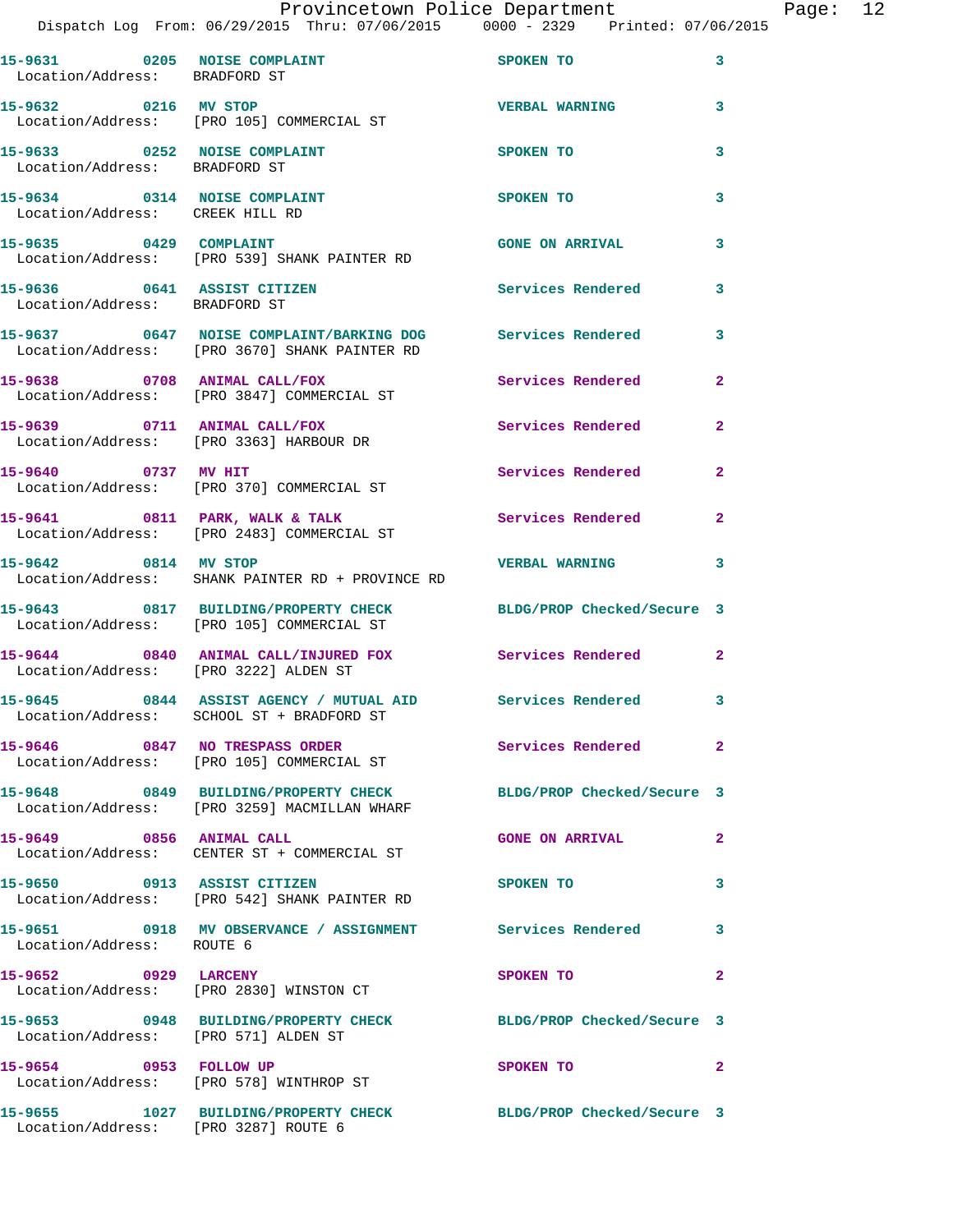**15-9631 0205 NOISE COMPLAINT** SPOKEN TO 3
Location/Address: BRADFORD ST

**15-9632 0216 MV STOP** VERBAL WARNING 3
Location/Address: [PRO 105] COMMERCIAL ST

**15-9633 0252 NOISE COMPLAINT** SPOKEN TO 3
Location/Address: BRADFORD ST

**15-9634 0314 NOISE COMPLAINT** SPOKEN TO 3
Location/Address: CREEK HILL RD

**15-9635 0429 COMPLAINT** GONE ON ARRIVAL 3
Location/Address: [PRO 539] SHANK PAINTER RD

**15-9636 0641 ASSIST CITIZEN** Services Rendered 3
Location/Address: BRADFORD ST

**15-9637 0647 NOISE COMPLAINT/BARKING DOG** Services Rendered 3
Location/Address: [PRO 3670] SHANK PAINTER RD

**15-9638 0708 ANIMAL CALL/FOX** Services Rendered 2
Location/Address: [PRO 3847] COMMERCIAL ST

**15-9639 0711 ANIMAL CALL/FOX** Services Rendered 2
Location/Address: [PRO 3363] HARBOUR DR

**15-9640 0737 MV HIT** Services Rendered 2
Location/Address: [PRO 370] COMMERCIAL ST

**15-9641 0811 PARK, WALK & TALK** Services Rendered 2
Location/Address: [PRO 2483] COMMERCIAL ST

**15-9642 0814 MV STOP** VERBAL WARNING 3
Location/Address: SHANK PAINTER RD + PROVINCE RD

**15-9643 0817 BUILDING/PROPERTY CHECK** BLDG/PROP Checked/Secure 3
Location/Address: [PRO 105] COMMERCIAL ST

**15-9644 0840 ANIMAL CALL/INJURED FOX** Services Rendered 2
Location/Address: [PRO 3222] ALDEN ST

**15-9645 0844 ASSIST AGENCY / MUTUAL AID** Services Rendered 3
Location/Address: SCHOOL ST + BRADFORD ST

**15-9646 0847 NO TRESPASS ORDER** Services Rendered 2
Location/Address: [PRO 105] COMMERCIAL ST

**15-9648 0849 BUILDING/PROPERTY CHECK** BLDG/PROP Checked/Secure 3
Location/Address: [PRO 3259] MACMILLAN WHARF

**15-9649 0856 ANIMAL CALL** GONE ON ARRIVAL 2
Location/Address: CENTER ST + COMMERCIAL ST

**15-9650 0913 ASSIST CITIZEN** SPOKEN TO 3
Location/Address: [PRO 542] SHANK PAINTER RD

**15-9651 0918 MV OBSERVANCE / ASSIGNMENT** Services Rendered 3
Location/Address: ROUTE 6

**15-9652 0929 LARCENY** SPOKEN TO 2
Location/Address: [PRO 2830] WINSTON CT

**15-9653 0948 BUILDING/PROPERTY CHECK** BLDG/PROP Checked/Secure 3
Location/Address: [PRO 571] ALDEN ST

**15-9654 0953 FOLLOW UP** SPOKEN TO 2
Location/Address: [PRO 578] WINTHROP ST

**15-9655 1027 BUILDING/PROPERTY CHECK** BLDG/PROP Checked/Secure 3
Location/Address: [PRO 3287] ROUTE 6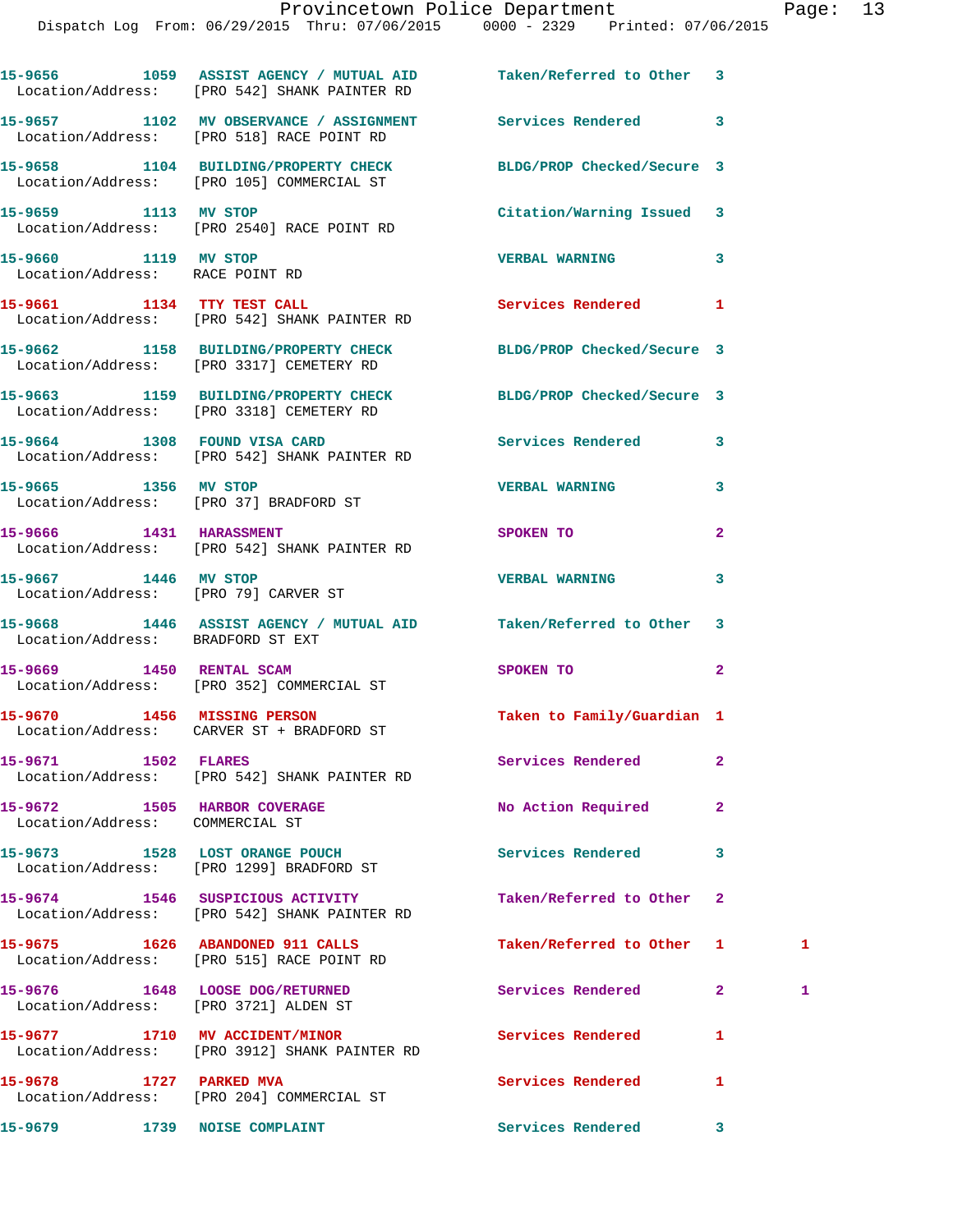15-9656 1059 ASSIST AGENCY / MUTUAL AID Taken/Referred to Other 3
Location/Address: [PRO 542] SHANK PAINTER RD

15-9657 1102 MV OBSERVANCE / ASSIGNMENT Services Rendered 3
Location/Address: [PRO 518] RACE POINT RD

15-9658 1104 BUILDING/PROPERTY CHECK BLDG/PROP Checked/Secure 3
Location/Address: [PRO 105] COMMERCIAL ST

15-9659 1113 MV STOP Citation/Warning Issued 3
Location/Address: [PRO 2540] RACE POINT RD

15-9660 1119 MV STOP VERBAL WARNING 3
Location/Address: RACE POINT RD

15-9661 1134 TTY TEST CALL Services Rendered 1
Location/Address: [PRO 542] SHANK PAINTER RD

15-9662 1158 BUILDING/PROPERTY CHECK BLDG/PROP Checked/Secure 3
Location/Address: [PRO 3317] CEMETERY RD

15-9663 1159 BUILDING/PROPERTY CHECK BLDG/PROP Checked/Secure 3
Location/Address: [PRO 3318] CEMETERY RD

15-9664 1308 FOUND VISA CARD Services Rendered 3
Location/Address: [PRO 542] SHANK PAINTER RD

15-9665 1356 MV STOP VERBAL WARNING 3
Location/Address: [PRO 37] BRADFORD ST

15-9666 1431 HARASSMENT SPOKEN TO 2
Location/Address: [PRO 542] SHANK PAINTER RD

15-9667 1446 MV STOP VERBAL WARNING 3
Location/Address: [PRO 79] CARVER ST

15-9668 1446 ASSIST AGENCY / MUTUAL AID Taken/Referred to Other 3
Location/Address: BRADFORD ST EXT

15-9669 1450 RENTAL SCAM SPOKEN TO 2
Location/Address: [PRO 352] COMMERCIAL ST

15-9670 1456 MISSING PERSON Taken to Family/Guardian 1
Location/Address: CARVER ST + BRADFORD ST

15-9671 1502 FLARES Services Rendered 2
Location/Address: [PRO 542] SHANK PAINTER RD

15-9672 1505 HARBOR COVERAGE No Action Required 2
Location/Address: COMMERCIAL ST

15-9673 1528 LOST ORANGE POUCH Services Rendered 3
Location/Address: [PRO 1299] BRADFORD ST

15-9674 1546 SUSPICIOUS ACTIVITY Taken/Referred to Other 2
Location/Address: [PRO 542] SHANK PAINTER RD

15-9675 1626 ABANDONED 911 CALLS Taken/Referred to Other 1 1
Location/Address: [PRO 515] RACE POINT RD

15-9676 1648 LOOSE DOG/RETURNED Services Rendered 2 1
Location/Address: [PRO 3721] ALDEN ST

15-9677 1710 MV ACCIDENT/MINOR Services Rendered 1
Location/Address: [PRO 3912] SHANK PAINTER RD

15-9678 1727 PARKED MVA Services Rendered 1
Location/Address: [PRO 204] COMMERCIAL ST

15-9679 1739 NOISE COMPLAINT Services Rendered 3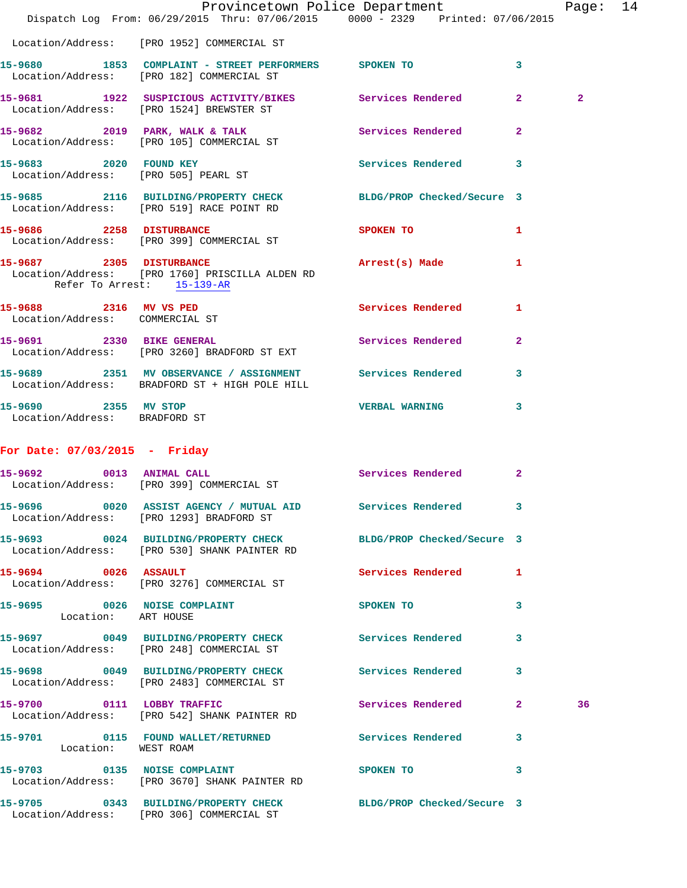Location/Address: [PRO 1952] COMMERCIAL ST

**15-9680** 1853 **COMPLAINT - STREET PERFORMERS** SPOKEN TO 3
Location/Address: [PRO 182] COMMERCIAL ST

**15-9681** 1922 **SUSPICIOUS ACTIVITY/BIKES** Services Rendered 2 2
Location/Address: [PRO 1524] BREWSTER ST

**15-9682** 2019 **PARK, WALK & TALK** Services Rendered 2
Location/Address: [PRO 105] COMMERCIAL ST

**15-9683** 2020 **FOUND KEY** Services Rendered 3
Location/Address: [PRO 505] PEARL ST

**15-9685** 2116 **BUILDING/PROPERTY CHECK** BLDG/PROP Checked/Secure 3
Location/Address: [PRO 519] RACE POINT RD

**15-9686** 2258 **DISTURBANCE** SPOKEN TO 1
Location/Address: [PRO 399] COMMERCIAL ST

**15-9687** 2305 **DISTURBANCE** Arrest(s) Made 1
Location/Address: [PRO 1760] PRISCILLA ALDEN RD
Refer To Arrest: 15-139-AR

**15-9688** 2316 **MV VS PED** Services Rendered 1
Location/Address: COMMERCIAL ST

**15-9691** 2330 **BIKE GENERAL** Services Rendered 2
Location/Address: [PRO 3260] BRADFORD ST EXT

**15-9689** 2351 **MV OBSERVANCE / ASSIGNMENT** Services Rendered 3
Location/Address: BRADFORD ST + HIGH POLE HILL

**15-9690** 2355 **MV STOP** VERBAL WARNING 3
Location/Address: BRADFORD ST

## For Date: 07/03/2015 - Friday

**15-9692** 0013 **ANIMAL CALL** Services Rendered 2
Location/Address: [PRO 399] COMMERCIAL ST

**15-9696** 0020 **ASSIST AGENCY / MUTUAL AID** Services Rendered 3
Location/Address: [PRO 1293] BRADFORD ST

**15-9693** 0024 **BUILDING/PROPERTY CHECK** BLDG/PROP Checked/Secure 3
Location/Address: [PRO 530] SHANK PAINTER RD

**15-9694** 0026 **ASSAULT** Services Rendered 1
Location/Address: [PRO 3276] COMMERCIAL ST

**15-9695** 0026 **NOISE COMPLAINT** SPOKEN TO 3
Location: ART HOUSE

**15-9697** 0049 **BUILDING/PROPERTY CHECK** Services Rendered 3
Location/Address: [PRO 248] COMMERCIAL ST

**15-9698** 0049 **BUILDING/PROPERTY CHECK** Services Rendered 3
Location/Address: [PRO 2483] COMMERCIAL ST

**15-9700** 0111 **LOBBY TRAFFIC** Services Rendered 2 36
Location/Address: [PRO 542] SHANK PAINTER RD

**15-9701** 0115 **FOUND WALLET/RETURNED** Services Rendered 3
Location: WEST ROAM

**15-9703** 0135 **NOISE COMPLAINT** SPOKEN TO 3
Location/Address: [PRO 3670] SHANK PAINTER RD

**15-9705** 0343 **BUILDING/PROPERTY CHECK** BLDG/PROP Checked/Secure 3
Location/Address: [PRO 306] COMMERCIAL ST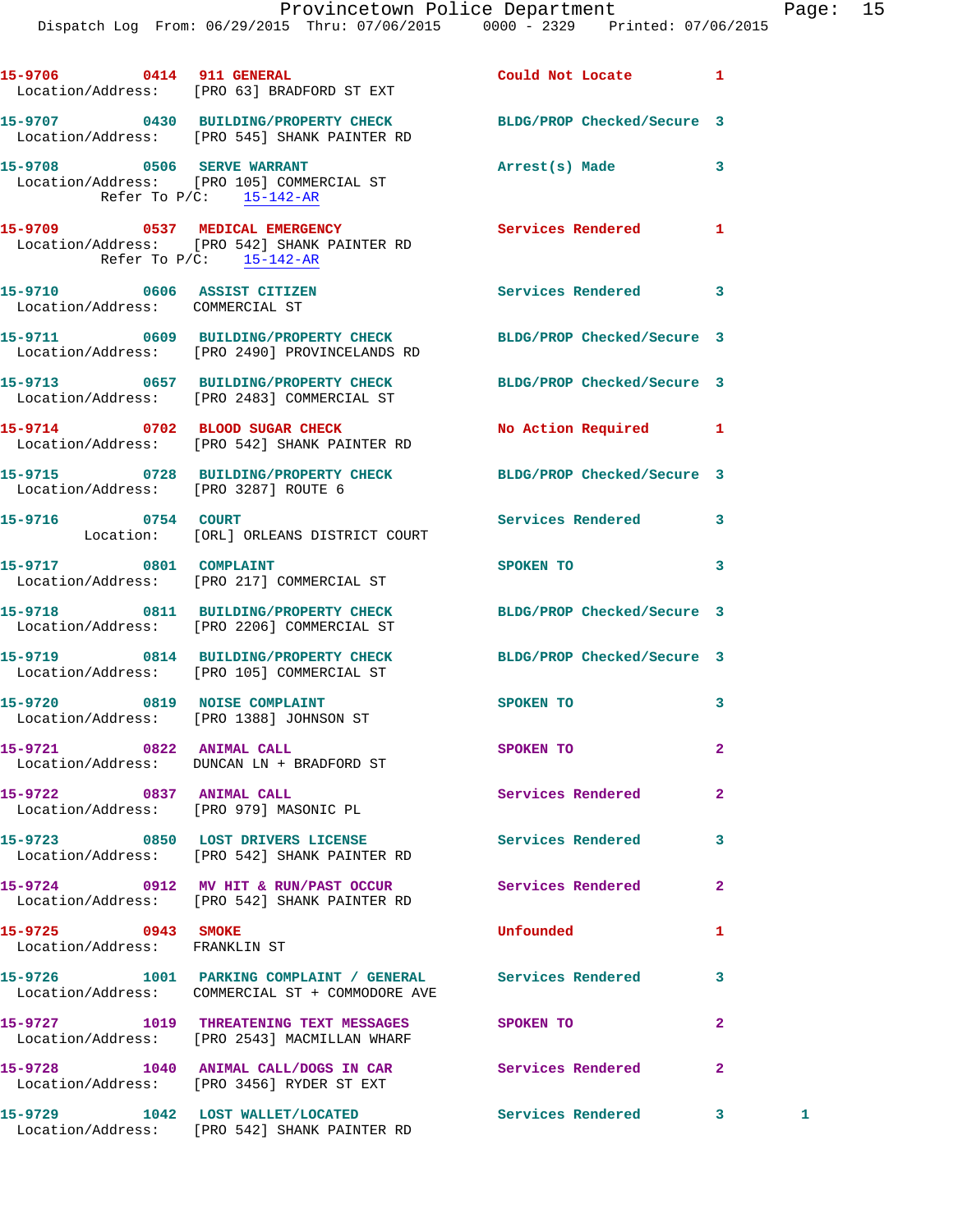15-9706 0414 911 GENERAL Could Not Locate 1
Location/Address: [PRO 63] BRADFORD ST EXT

15-9707 0430 BUILDING/PROPERTY CHECK BLDG/PROP Checked/Secure 3
Location/Address: [PRO 545] SHANK PAINTER RD

15-9708 0506 SERVE WARRANT Arrest(s) Made 3
Location/Address: [PRO 105] COMMERCIAL ST
Refer To P/C: 15-142-AR

15-9709 0537 MEDICAL EMERGENCY Services Rendered 1
Location/Address: [PRO 542] SHANK PAINTER RD
Refer To P/C: 15-142-AR

15-9710 0606 ASSIST CITIZEN Services Rendered 3
Location/Address: COMMERCIAL ST

15-9711 0609 BUILDING/PROPERTY CHECK BLDG/PROP Checked/Secure 3
Location/Address: [PRO 2490] PROVINCELANDS RD

15-9713 0657 BUILDING/PROPERTY CHECK BLDG/PROP Checked/Secure 3
Location/Address: [PRO 2483] COMMERCIAL ST

15-9714 0702 BLOOD SUGAR CHECK No Action Required 1
Location/Address: [PRO 542] SHANK PAINTER RD

15-9715 0728 BUILDING/PROPERTY CHECK BLDG/PROP Checked/Secure 3
Location/Address: [PRO 3287] ROUTE 6

15-9716 0754 COURT Services Rendered 3
Location: [ORL] ORLEANS DISTRICT COURT

15-9717 0801 COMPLAINT SPOKEN TO 3
Location/Address: [PRO 217] COMMERCIAL ST

15-9718 0811 BUILDING/PROPERTY CHECK BLDG/PROP Checked/Secure 3
Location/Address: [PRO 2206] COMMERCIAL ST

15-9719 0814 BUILDING/PROPERTY CHECK BLDG/PROP Checked/Secure 3
Location/Address: [PRO 105] COMMERCIAL ST

15-9720 0819 NOISE COMPLAINT SPOKEN TO 3
Location/Address: [PRO 1388] JOHNSON ST

15-9721 0822 ANIMAL CALL SPOKEN TO 2
Location/Address: DUNCAN LN + BRADFORD ST

15-9722 0837 ANIMAL CALL Services Rendered 2
Location/Address: [PRO 979] MASONIC PL

15-9723 0850 LOST DRIVERS LICENSE Services Rendered 3
Location/Address: [PRO 542] SHANK PAINTER RD

15-9724 0912 MV HIT & RUN/PAST OCCUR Services Rendered 2
Location/Address: [PRO 542] SHANK PAINTER RD

15-9725 0943 SMOKE Unfounded 1
Location/Address: FRANKLIN ST

15-9726 1001 PARKING COMPLAINT / GENERAL Services Rendered 3
Location/Address: COMMERCIAL ST + COMMODORE AVE

15-9727 1019 THREATENING TEXT MESSAGES SPOKEN TO 2
Location/Address: [PRO 2543] MACMILLAN WHARF

15-9728 1040 ANIMAL CALL/DOGS IN CAR Services Rendered 2
Location/Address: [PRO 3456] RYDER ST EXT

15-9729 1042 LOST WALLET/LOCATED Services Rendered 3 1
Location/Address: [PRO 542] SHANK PAINTER RD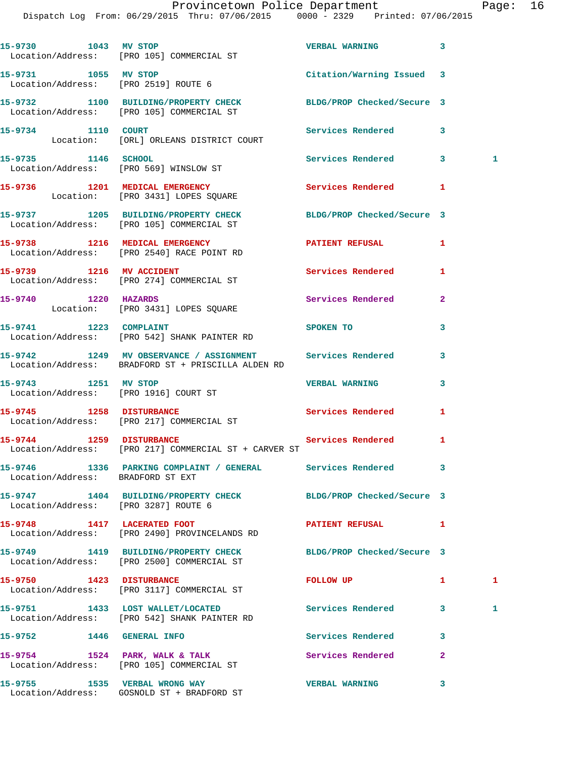15-9730 1043 MV STOP VERBAL WARNING 3
Location/Address: [PRO 105] COMMERCIAL ST

15-9731 1055 MV STOP Citation/Warning Issued 3
Location/Address: [PRO 2519] ROUTE 6

15-9732 1100 BUILDING/PROPERTY CHECK BLDG/PROP Checked/Secure 3
Location/Address: [PRO 105] COMMERCIAL ST

15-9734 1110 COURT Services Rendered 3
Location: [ORL] ORLEANS DISTRICT COURT

15-9735 1146 SCHOOL Services Rendered 3 1
Location/Address: [PRO 569] WINSLOW ST

15-9736 1201 MEDICAL EMERGENCY Services Rendered 1
Location: [PRO 3431] LOPES SQUARE

15-9737 1205 BUILDING/PROPERTY CHECK BLDG/PROP Checked/Secure 3
Location/Address: [PRO 105] COMMERCIAL ST

15-9738 1216 MEDICAL EMERGENCY PATIENT REFUSAL 1
Location/Address: [PRO 2540] RACE POINT RD

15-9739 1216 MV ACCIDENT Services Rendered 1
Location/Address: [PRO 274] COMMERCIAL ST

15-9740 1220 HAZARDS Services Rendered 2
Location: [PRO 3431] LOPES SQUARE

15-9741 1223 COMPLAINT SPOKEN TO 3
Location/Address: [PRO 542] SHANK PAINTER RD

15-9742 1249 MV OBSERVANCE / ASSIGNMENT Services Rendered 3
Location/Address: BRADFORD ST + PRISCILLA ALDEN RD

15-9743 1251 MV STOP VERBAL WARNING 3
Location/Address: [PRO 1916] COURT ST

15-9745 1258 DISTURBANCE Services Rendered 1
Location/Address: [PRO 217] COMMERCIAL ST

15-9744 1259 DISTURBANCE Services Rendered 1
Location/Address: [PRO 217] COMMERCIAL ST + CARVER ST

15-9746 1336 PARKING COMPLAINT / GENERAL Services Rendered 3
Location/Address: BRADFORD ST EXT

15-9747 1404 BUILDING/PROPERTY CHECK BLDG/PROP Checked/Secure 3
Location/Address: [PRO 3287] ROUTE 6

15-9748 1417 LACERATED FOOT PATIENT REFUSAL 1
Location/Address: [PRO 2490] PROVINCELANDS RD

15-9749 1419 BUILDING/PROPERTY CHECK BLDG/PROP Checked/Secure 3
Location/Address: [PRO 2500] COMMERCIAL ST

15-9750 1423 DISTURBANCE FOLLOW UP 1 1
Location/Address: [PRO 3117] COMMERCIAL ST

15-9751 1433 LOST WALLET/LOCATED Services Rendered 3 1
Location/Address: [PRO 542] SHANK PAINTER RD

15-9752 1446 GENERAL INFO Services Rendered 3

15-9754 1524 PARK, WALK & TALK Services Rendered 2
Location/Address: [PRO 105] COMMERCIAL ST

15-9755 1535 VERBAL WRONG WAY VERBAL WARNING 3
Location/Address: GOSNOLD ST + BRADFORD ST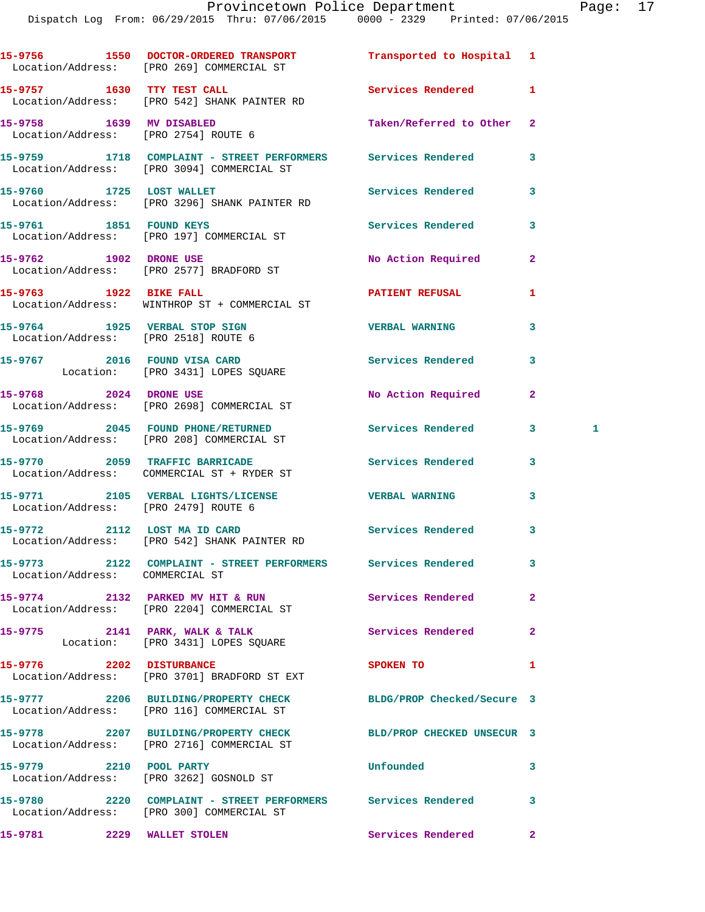15-9756 1550 DOCTOR-ORDERED TRANSPORT Transported to Hospital 1
Location/Address: [PRO 269] COMMERCIAL ST

15-9757 1630 TTY TEST CALL Services Rendered 1
Location/Address: [PRO 542] SHANK PAINTER RD

15-9758 1639 MV DISABLED Taken/Referred to Other 2
Location/Address: [PRO 2754] ROUTE 6

15-9759 1718 COMPLAINT - STREET PERFORMERS Services Rendered 3
Location/Address: [PRO 3094] COMMERCIAL ST

15-9760 1725 LOST WALLET Services Rendered 3
Location/Address: [PRO 3296] SHANK PAINTER RD

15-9761 1851 FOUND KEYS Services Rendered 3
Location/Address: [PRO 197] COMMERCIAL ST

15-9762 1902 DRONE USE No Action Required 2
Location/Address: [PRO 2577] BRADFORD ST

15-9763 1922 BIKE FALL PATIENT REFUSAL 1
Location/Address: WINTHROP ST + COMMERCIAL ST

15-9764 1925 VERBAL STOP SIGN VERBAL WARNING 3
Location/Address: [PRO 2518] ROUTE 6

15-9767 2016 FOUND VISA CARD Services Rendered 3
Location: [PRO 3431] LOPES SQUARE

15-9768 2024 DRONE USE No Action Required 2
Location/Address: [PRO 2698] COMMERCIAL ST

15-9769 2045 FOUND PHONE/RETURNED Services Rendered 3 1
Location/Address: [PRO 208] COMMERCIAL ST

15-9770 2059 TRAFFIC BARRICADE Services Rendered 3
Location/Address: COMMERCIAL ST + RYDER ST

15-9771 2105 VERBAL LIGHTS/LICENSE VERBAL WARNING 3
Location/Address: [PRO 2479] ROUTE 6

15-9772 2112 LOST MA ID CARD Services Rendered 3
Location/Address: [PRO 542] SHANK PAINTER RD

15-9773 2122 COMPLAINT - STREET PERFORMERS Services Rendered 3
Location/Address: COMMERCIAL ST

15-9774 2132 PARKED MV HIT & RUN Services Rendered 2
Location/Address: [PRO 2204] COMMERCIAL ST

15-9775 2141 PARK, WALK & TALK Services Rendered 2
Location: [PRO 3431] LOPES SQUARE

15-9776 2202 DISTURBANCE SPOKEN TO 1
Location/Address: [PRO 3701] BRADFORD ST EXT

15-9777 2206 BUILDING/PROPERTY CHECK BLDG/PROP Checked/Secure 3
Location/Address: [PRO 116] COMMERCIAL ST

15-9778 2207 BUILDING/PROPERTY CHECK BLD/PROP CHECKED UNSECUR 3
Location/Address: [PRO 2716] COMMERCIAL ST

15-9779 2210 POOL PARTY Unfounded 3
Location/Address: [PRO 3262] GOSNOLD ST

15-9780 2220 COMPLAINT - STREET PERFORMERS Services Rendered 3
Location/Address: [PRO 300] COMMERCIAL ST

15-9781 2229 WALLET STOLEN Services Rendered 2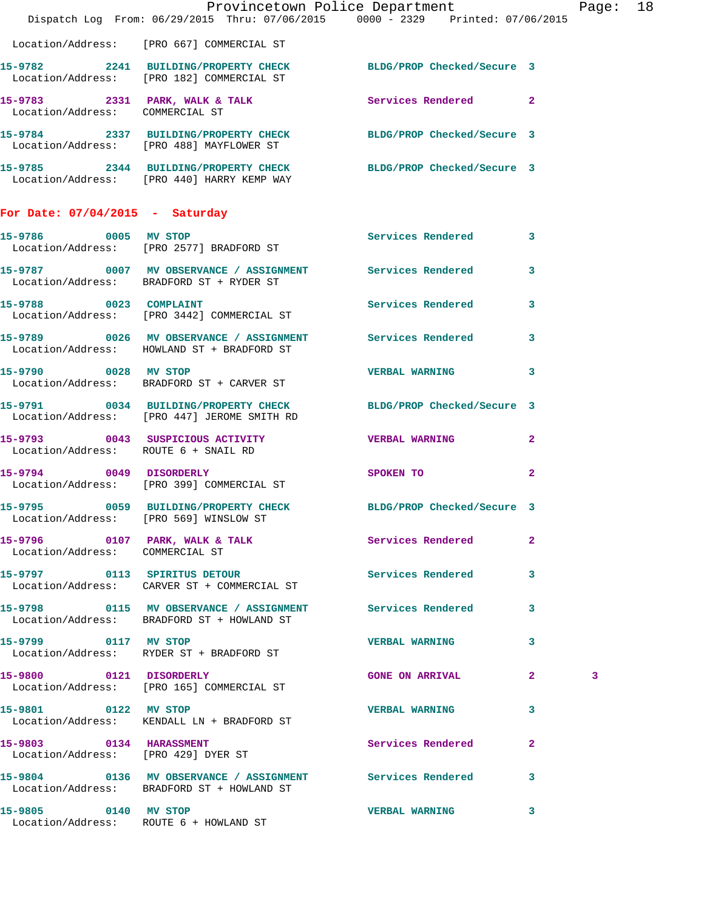Location/Address: [PRO 667] COMMERCIAL ST

**15-9782** 2241 **BUILDING/PROPERTY CHECK** BLDG/PROP Checked/Secure 3
Location/Address: [PRO 182] COMMERCIAL ST

**15-9783** 2331 **PARK, WALK & TALK** Services Rendered 2
Location/Address: COMMERCIAL ST

**15-9784** 2337 **BUILDING/PROPERTY CHECK** BLDG/PROP Checked/Secure 3
Location/Address: [PRO 488] MAYFLOWER ST

**15-9785** 2344 **BUILDING/PROPERTY CHECK** BLDG/PROP Checked/Secure 3
Location/Address: [PRO 440] HARRY KEMP WAY

## For Date: 07/04/2015 - Saturday

**15-9786** 0005 **MV STOP** Services Rendered 3
Location/Address: [PRO 2577] BRADFORD ST

**15-9787** 0007 **MV OBSERVANCE / ASSIGNMENT** Services Rendered 3
Location/Address: BRADFORD ST + RYDER ST

**15-9788** 0023 **COMPLAINT** Services Rendered 3
Location/Address: [PRO 3442] COMMERCIAL ST

**15-9789** 0026 **MV OBSERVANCE / ASSIGNMENT** Services Rendered 3
Location/Address: HOWLAND ST + BRADFORD ST

**15-9790** 0028 **MV STOP** VERBAL WARNING 3
Location/Address: BRADFORD ST + CARVER ST

**15-9791** 0034 **BUILDING/PROPERTY CHECK** BLDG/PROP Checked/Secure 3
Location/Address: [PRO 447] JEROME SMITH RD

**15-9793** 0043 **SUSPICIOUS ACTIVITY** VERBAL WARNING 2
Location/Address: ROUTE 6 + SNAIL RD

**15-9794** 0049 **DISORDERLY** SPOKEN TO 2
Location/Address: [PRO 399] COMMERCIAL ST

**15-9795** 0059 **BUILDING/PROPERTY CHECK** BLDG/PROP Checked/Secure 3
Location/Address: [PRO 569] WINSLOW ST

**15-9796** 0107 **PARK, WALK & TALK** Services Rendered 2
Location/Address: COMMERCIAL ST

**15-9797** 0113 **SPIRITUS DETOUR** Services Rendered 3
Location/Address: CARVER ST + COMMERCIAL ST

**15-9798** 0115 **MV OBSERVANCE / ASSIGNMENT** Services Rendered 3
Location/Address: BRADFORD ST + HOWLAND ST

**15-9799** 0117 **MV STOP** VERBAL WARNING 3
Location/Address: RYDER ST + BRADFORD ST

**15-9800** 0121 **DISORDERLY** GONE ON ARRIVAL 2 3
Location/Address: [PRO 165] COMMERCIAL ST

**15-9801** 0122 **MV STOP** VERBAL WARNING 3
Location/Address: KENDALL LN + BRADFORD ST

**15-9803** 0134 **HARASSMENT** Services Rendered 2
Location/Address: [PRO 429] DYER ST

**15-9804** 0136 **MV OBSERVANCE / ASSIGNMENT** Services Rendered 3
Location/Address: BRADFORD ST + HOWLAND ST

**15-9805** 0140 **MV STOP** VERBAL WARNING 3
Location/Address: ROUTE 6 + HOWLAND ST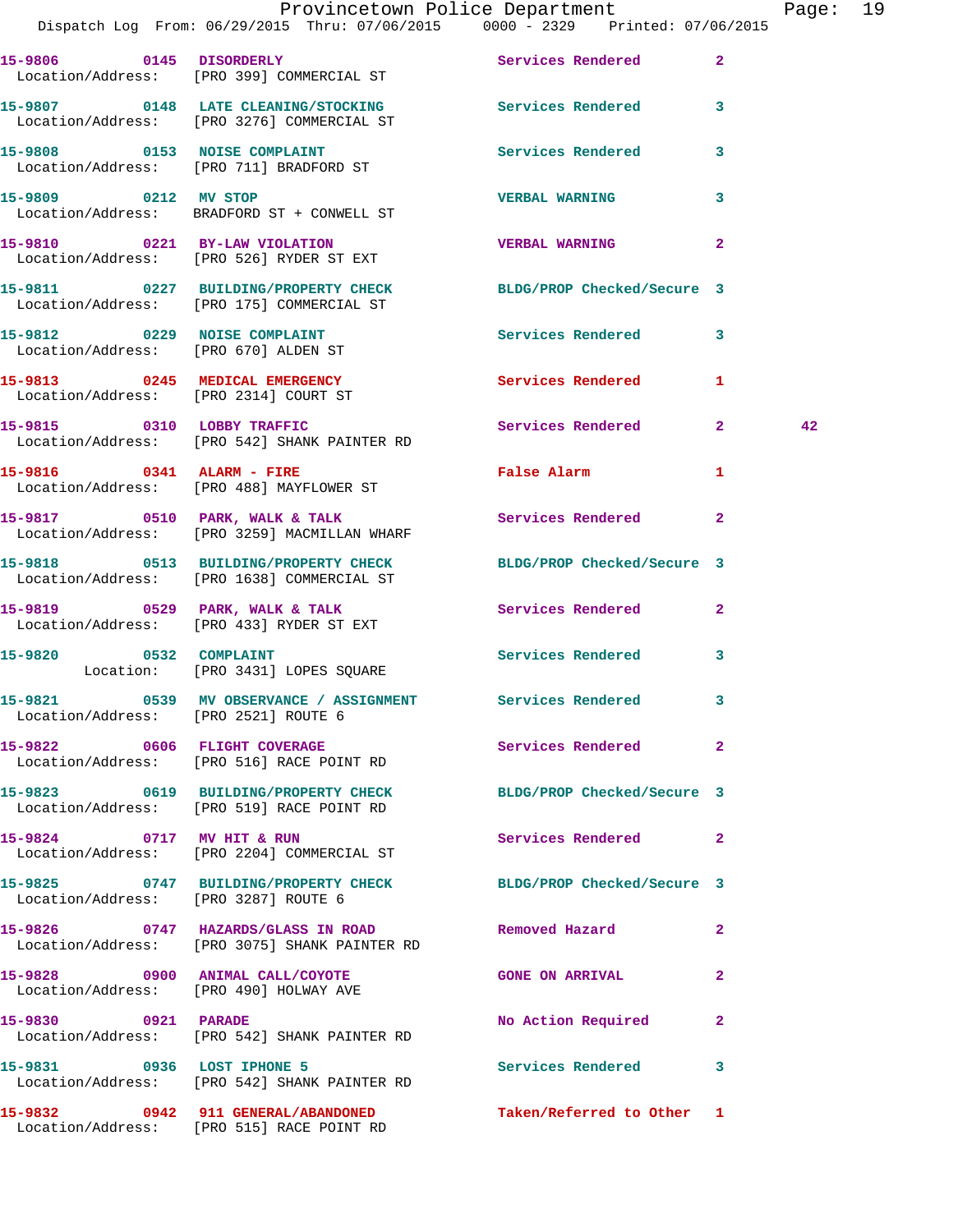15-9806 0145 DISORDERLY Services Rendered 2
Location/Address: [PRO 399] COMMERCIAL ST

15-9807 0148 LATE CLEANING/STOCKING Services Rendered 3
Location/Address: [PRO 3276] COMMERCIAL ST

15-9808 0153 NOISE COMPLAINT Services Rendered 3
Location/Address: [PRO 711] BRADFORD ST

15-9809 0212 MV STOP VERBAL WARNING 3
Location/Address: BRADFORD ST + CONWELL ST

15-9810 0221 BY-LAW VIOLATION VERBAL WARNING 2
Location/Address: [PRO 526] RYDER ST EXT

15-9811 0227 BUILDING/PROPERTY CHECK BLDG/PROP Checked/Secure 3
Location/Address: [PRO 175] COMMERCIAL ST

15-9812 0229 NOISE COMPLAINT Services Rendered 3
Location/Address: [PRO 670] ALDEN ST

15-9813 0245 MEDICAL EMERGENCY Services Rendered 1
Location/Address: [PRO 2314] COURT ST

15-9815 0310 LOBBY TRAFFIC Services Rendered 2 42
Location/Address: [PRO 542] SHANK PAINTER RD

15-9816 0341 ALARM - FIRE False Alarm 1
Location/Address: [PRO 488] MAYFLOWER ST

15-9817 0510 PARK, WALK & TALK Services Rendered 2
Location/Address: [PRO 3259] MACMILLAN WHARF

15-9818 0513 BUILDING/PROPERTY CHECK BLDG/PROP Checked/Secure 3
Location/Address: [PRO 1638] COMMERCIAL ST

15-9819 0529 PARK, WALK & TALK Services Rendered 2
Location/Address: [PRO 433] RYDER ST EXT

15-9820 0532 COMPLAINT Services Rendered 3
Location: [PRO 3431] LOPES SQUARE

15-9821 0539 MV OBSERVANCE / ASSIGNMENT Services Rendered 3
Location/Address: [PRO 2521] ROUTE 6

15-9822 0606 FLIGHT COVERAGE Services Rendered 2
Location/Address: [PRO 516] RACE POINT RD

15-9823 0619 BUILDING/PROPERTY CHECK BLDG/PROP Checked/Secure 3
Location/Address: [PRO 519] RACE POINT RD

15-9824 0717 MV HIT & RUN Services Rendered 2
Location/Address: [PRO 2204] COMMERCIAL ST

15-9825 0747 BUILDING/PROPERTY CHECK BLDG/PROP Checked/Secure 3
Location/Address: [PRO 3287] ROUTE 6

15-9826 0747 HAZARDS/GLASS IN ROAD Removed Hazard 2
Location/Address: [PRO 3075] SHANK PAINTER RD

15-9828 0900 ANIMAL CALL/COYOTE GONE ON ARRIVAL 2
Location/Address: [PRO 490] HOLWAY AVE

15-9830 0921 PARADE No Action Required 2
Location/Address: [PRO 542] SHANK PAINTER RD

15-9831 0936 LOST IPHONE 5 Services Rendered 3
Location/Address: [PRO 542] SHANK PAINTER RD

15-9832 0942 911 GENERAL/ABANDONED Taken/Referred to Other 1
Location/Address: [PRO 515] RACE POINT RD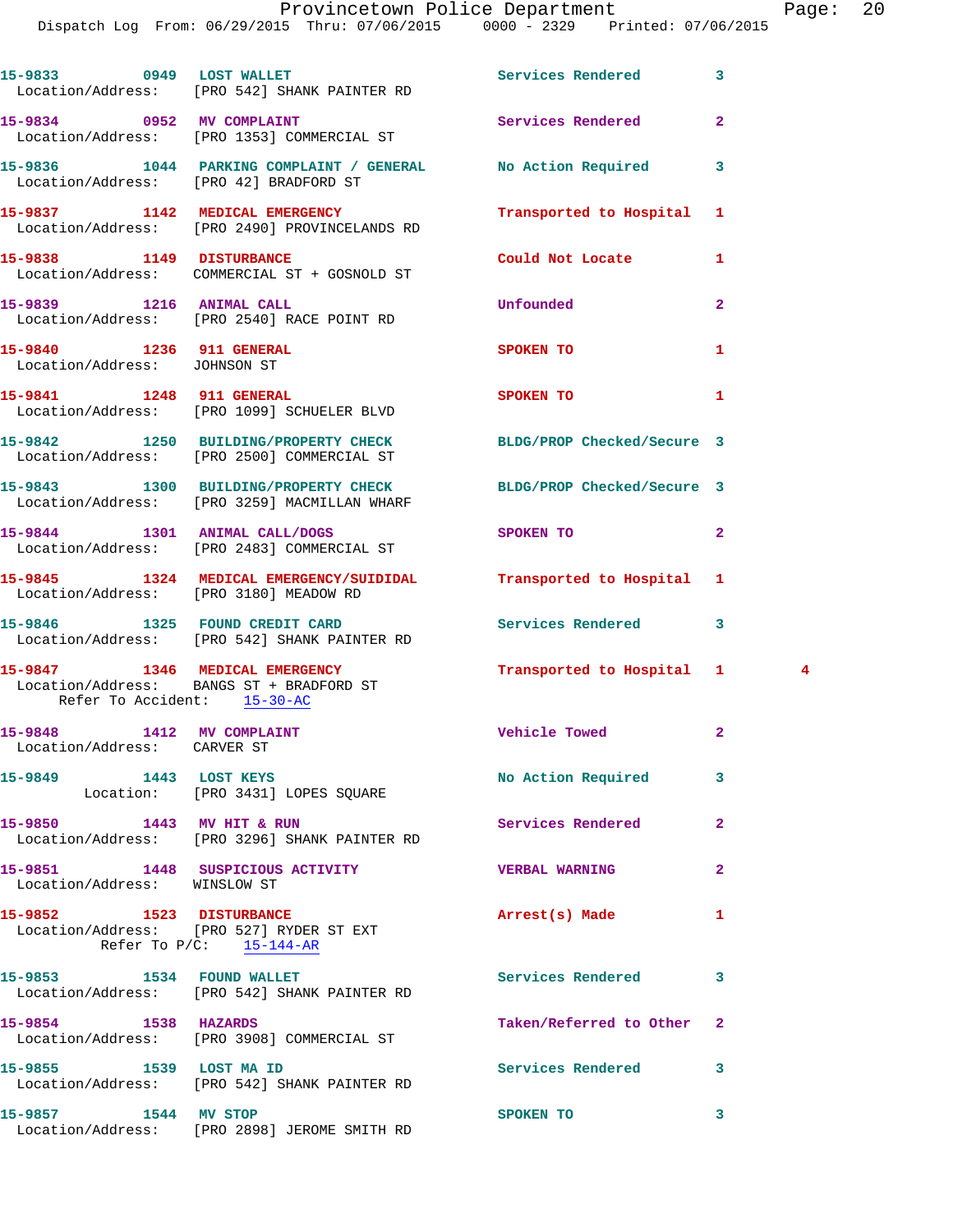15-9833 0949 LOST WALLET Services Rendered 3
Location/Address: [PRO 542] SHANK PAINTER RD

15-9834 0952 MV COMPLAINT Services Rendered 2
Location/Address: [PRO 1353] COMMERCIAL ST

15-9836 1044 PARKING COMPLAINT / GENERAL No Action Required 3
Location/Address: [PRO 42] BRADFORD ST

15-9837 1142 MEDICAL EMERGENCY Transported to Hospital 1
Location/Address: [PRO 2490] PROVINCELANDS RD

15-9838 1149 DISTURBANCE Could Not Locate 1
Location/Address: COMMERCIAL ST + GOSNOLD ST

15-9839 1216 ANIMAL CALL Unfounded 2
Location/Address: [PRO 2540] RACE POINT RD

15-9840 1236 911 GENERAL SPOKEN TO 1
Location/Address: JOHNSON ST

15-9841 1248 911 GENERAL SPOKEN TO 1
Location/Address: [PRO 1099] SCHUELER BLVD

15-9842 1250 BUILDING/PROPERTY CHECK BLDG/PROP Checked/Secure 3
Location/Address: [PRO 2500] COMMERCIAL ST

15-9843 1300 BUILDING/PROPERTY CHECK BLDG/PROP Checked/Secure 3
Location/Address: [PRO 3259] MACMILLAN WHARF

15-9844 1301 ANIMAL CALL/DOGS SPOKEN TO 2
Location/Address: [PRO 2483] COMMERCIAL ST

15-9845 1324 MEDICAL EMERGENCY/SUIDIDAL Transported to Hospital 1
Location/Address: [PRO 3180] MEADOW RD

15-9846 1325 FOUND CREDIT CARD Services Rendered 3
Location/Address: [PRO 542] SHANK PAINTER RD

15-9847 1346 MEDICAL EMERGENCY Transported to Hospital 1 4
Location/Address: BANGS ST + BRADFORD ST
Refer To Accident: 15-30-AC

15-9848 1412 MV COMPLAINT Vehicle Towed 2
Location/Address: CARVER ST

15-9849 1443 LOST KEYS No Action Required 3
Location: [PRO 3431] LOPES SQUARE

15-9850 1443 MV HIT & RUN Services Rendered 2
Location/Address: [PRO 3296] SHANK PAINTER RD

15-9851 1448 SUSPICIOUS ACTIVITY VERBAL WARNING 2
Location/Address: WINSLOW ST

15-9852 1523 DISTURBANCE Arrest(s) Made 1
Location/Address: [PRO 527] RYDER ST EXT
Refer To P/C: 15-144-AR

15-9853 1534 FOUND WALLET Services Rendered 3
Location/Address: [PRO 542] SHANK PAINTER RD

15-9854 1538 HAZARDS Taken/Referred to Other 2
Location/Address: [PRO 3908] COMMERCIAL ST

15-9855 1539 LOST MA ID Services Rendered 3
Location/Address: [PRO 542] SHANK PAINTER RD

15-9857 1544 MV STOP SPOKEN TO 3
Location/Address: [PRO 2898] JEROME SMITH RD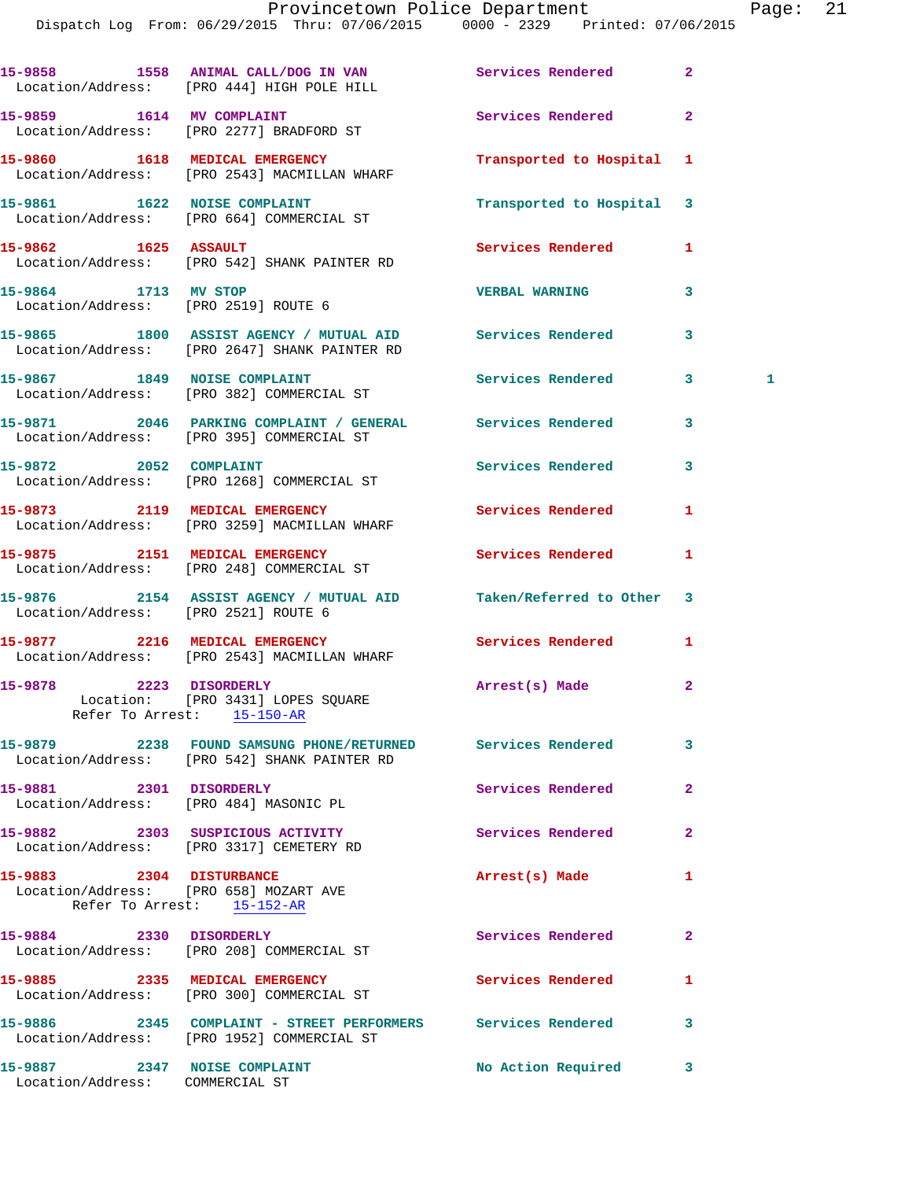15-9858 1558 ANIMAL CALL/DOG IN VAN Services Rendered 2
Location/Address: [PRO 444] HIGH POLE HILL

15-9859 1614 MV COMPLAINT Services Rendered 2
Location/Address: [PRO 2277] BRADFORD ST

15-9860 1618 MEDICAL EMERGENCY Transported to Hospital 1
Location/Address: [PRO 2543] MACMILLAN WHARF

15-9861 1622 NOISE COMPLAINT Transported to Hospital 3
Location/Address: [PRO 664] COMMERCIAL ST

15-9862 1625 ASSAULT Services Rendered 1
Location/Address: [PRO 542] SHANK PAINTER RD

15-9864 1713 MV STOP VERBAL WARNING 3
Location/Address: [PRO 2519] ROUTE 6

15-9865 1800 ASSIST AGENCY / MUTUAL AID Services Rendered 3
Location/Address: [PRO 2647] SHANK PAINTER RD

15-9867 1849 NOISE COMPLAINT Services Rendered 3 1
Location/Address: [PRO 382] COMMERCIAL ST

15-9871 2046 PARKING COMPLAINT / GENERAL Services Rendered 3
Location/Address: [PRO 395] COMMERCIAL ST

15-9872 2052 COMPLAINT Services Rendered 3
Location/Address: [PRO 1268] COMMERCIAL ST

15-9873 2119 MEDICAL EMERGENCY Services Rendered 1
Location/Address: [PRO 3259] MACMILLAN WHARF

15-9875 2151 MEDICAL EMERGENCY Services Rendered 1
Location/Address: [PRO 248] COMMERCIAL ST

15-9876 2154 ASSIST AGENCY / MUTUAL AID Taken/Referred to Other 3
Location/Address: [PRO 2521] ROUTE 6

15-9877 2216 MEDICAL EMERGENCY Services Rendered 1
Location/Address: [PRO 2543] MACMILLAN WHARF

15-9878 2223 DISORDERLY Arrest(s) Made 2
Location: [PRO 3431] LOPES SQUARE
Refer To Arrest: 15-150-AR

15-9879 2238 FOUND SAMSUNG PHONE/RETURNED Services Rendered 3
Location/Address: [PRO 542] SHANK PAINTER RD

15-9881 2301 DISORDERLY Services Rendered 2
Location/Address: [PRO 484] MASONIC PL

15-9882 2303 SUSPICIOUS ACTIVITY Services Rendered 2
Location/Address: [PRO 3317] CEMETERY RD

15-9883 2304 DISTURBANCE Arrest(s) Made 1
Location/Address: [PRO 658] MOZART AVE
Refer To Arrest: 15-152-AR

15-9884 2330 DISORDERLY Services Rendered 2
Location/Address: [PRO 208] COMMERCIAL ST

15-9885 2335 MEDICAL EMERGENCY Services Rendered 1
Location/Address: [PRO 300] COMMERCIAL ST

15-9886 2345 COMPLAINT - STREET PERFORMERS Services Rendered 3
Location/Address: [PRO 1952] COMMERCIAL ST

15-9887 2347 NOISE COMPLAINT No Action Required 3
Location/Address: COMMERCIAL ST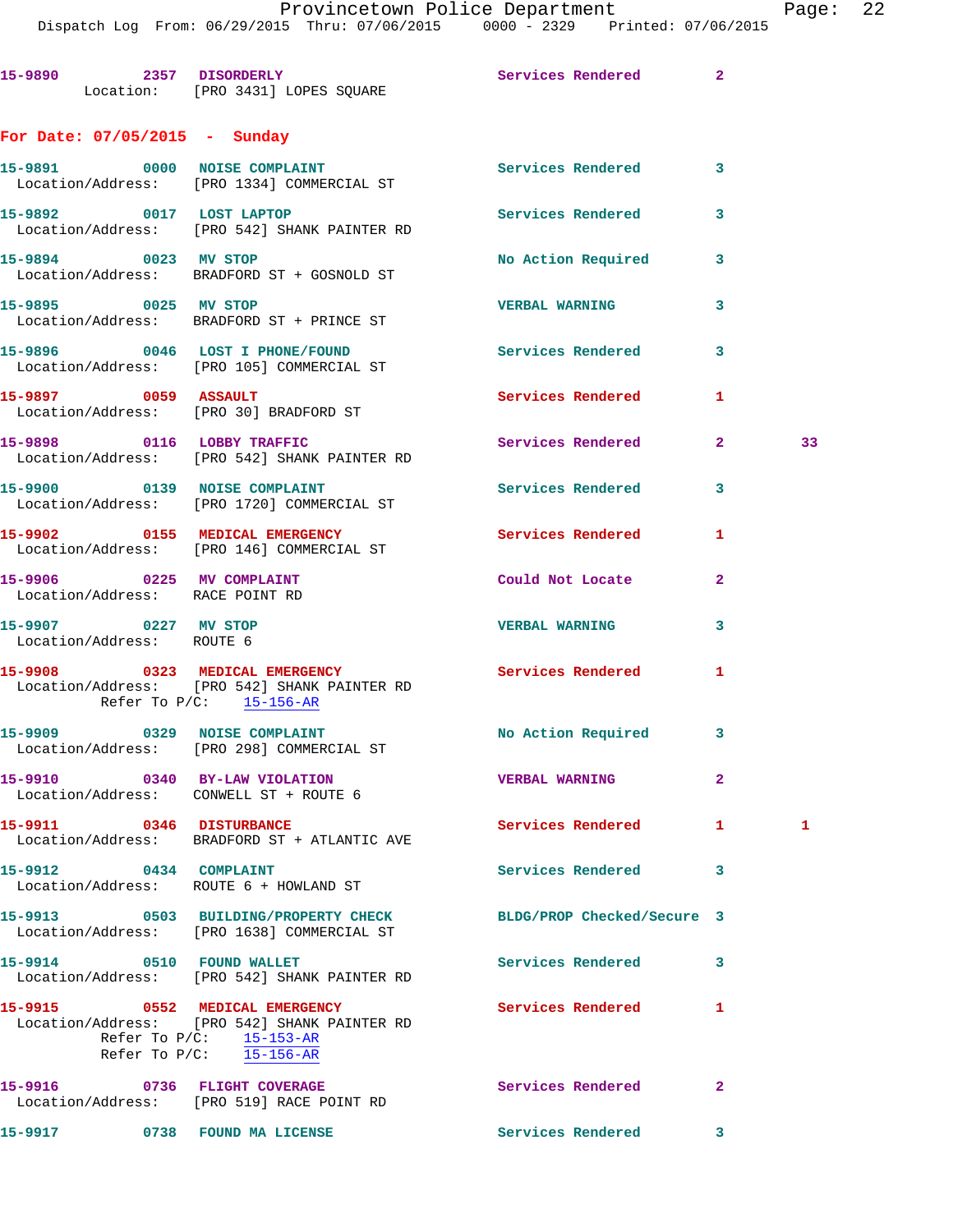15-9890 2357 **DISORDERLY** Services Rendered 2
Location: [PRO 3431] LOPES SQUARE

## For Date: 07/05/2015 - Sunday

15-9891 0000 **NOISE COMPLAINT** Services Rendered 3
Location/Address: [PRO 1334] COMMERCIAL ST

15-9892 0017 **LOST LAPTOP** Services Rendered 3
Location/Address: [PRO 542] SHANK PAINTER RD

15-9894 0023 **MV STOP** No Action Required 3
Location/Address: BRADFORD ST + GOSNOLD ST

15-9895 0025 **MV STOP** VERBAL WARNING 3
Location/Address: BRADFORD ST + PRINCE ST

15-9896 0046 **LOST I PHONE/FOUND** Services Rendered 3
Location/Address: [PRO 105] COMMERCIAL ST

15-9897 0059 **ASSAULT** Services Rendered 1
Location/Address: [PRO 30] BRADFORD ST

15-9898 0116 **LOBBY TRAFFIC** Services Rendered 2 33
Location/Address: [PRO 542] SHANK PAINTER RD

15-9900 0139 **NOISE COMPLAINT** Services Rendered 3
Location/Address: [PRO 1720] COMMERCIAL ST

15-9902 0155 **MEDICAL EMERGENCY** Services Rendered 1
Location/Address: [PRO 146] COMMERCIAL ST

15-9906 0225 **MV COMPLAINT** Could Not Locate 2
Location/Address: RACE POINT RD

15-9907 0227 **MV STOP** VERBAL WARNING 3
Location/Address: ROUTE 6

15-9908 0323 **MEDICAL EMERGENCY** Services Rendered 1
Location/Address: [PRO 542] SHANK PAINTER RD
Refer To P/C: 15-156-AR

15-9909 0329 **NOISE COMPLAINT** No Action Required 3
Location/Address: [PRO 298] COMMERCIAL ST

15-9910 0340 **BY-LAW VIOLATION** VERBAL WARNING 2
Location/Address: CONWELL ST + ROUTE 6

15-9911 0346 **DISTURBANCE** Services Rendered 1 1
Location/Address: BRADFORD ST + ATLANTIC AVE

15-9912 0434 **COMPLAINT** Services Rendered 3
Location/Address: ROUTE 6 + HOWLAND ST

15-9913 0503 **BUILDING/PROPERTY CHECK** BLDG/PROP Checked/Secure 3
Location/Address: [PRO 1638] COMMERCIAL ST

15-9914 0510 **FOUND WALLET** Services Rendered 3
Location/Address: [PRO 542] SHANK PAINTER RD

15-9915 0552 **MEDICAL EMERGENCY** Services Rendered 1
Location/Address: [PRO 542] SHANK PAINTER RD
Refer To P/C: 15-153-AR
Refer To P/C: 15-156-AR

15-9916 0736 **FLIGHT COVERAGE** Services Rendered 2
Location/Address: [PRO 519] RACE POINT RD

15-9917 0738 **FOUND MA LICENSE** Services Rendered 3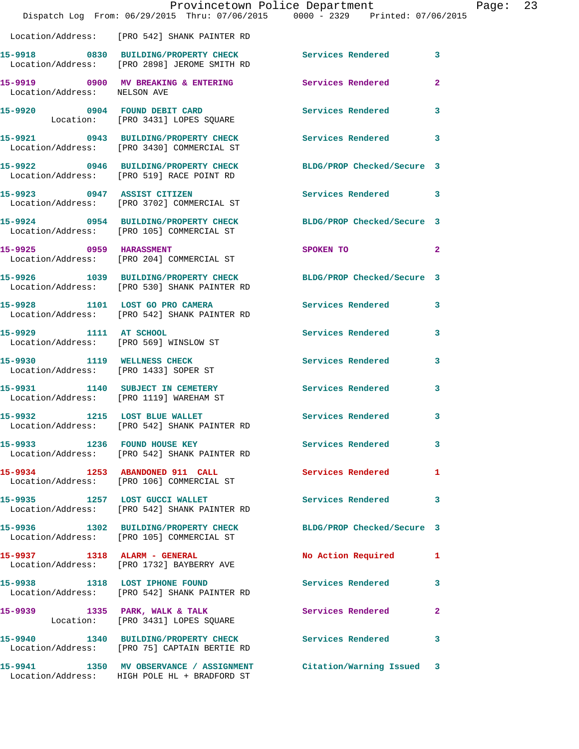Location/Address: [PRO 542] SHANK PAINTER RD

| Call # | Time | Call Reason | Action | Priority |
|---|---|---|---|---|
| 15-9918 | 0830 | BUILDING/PROPERTY CHECK | Services Rendered | 3 |
| | | Location/Address: [PRO 2898] JEROME SMITH RD | | |
| 15-9919 | 0900 | MV BREAKING & ENTERING | Services Rendered | 2 |
| | | Location/Address: NELSON AVE | | |
| 15-9920 | 0904 | FOUND DEBIT CARD | Services Rendered | 3 |
| | | Location: [PRO 3431] LOPES SQUARE | | |
| 15-9921 | 0943 | BUILDING/PROPERTY CHECK | Services Rendered | 3 |
| | | Location/Address: [PRO 3430] COMMERCIAL ST | | |
| 15-9922 | 0946 | BUILDING/PROPERTY CHECK | BLDG/PROP Checked/Secure | 3 |
| | | Location/Address: [PRO 519] RACE POINT RD | | |
| 15-9923 | 0947 | ASSIST CITIZEN | Services Rendered | 3 |
| | | Location/Address: [PRO 3702] COMMERCIAL ST | | |
| 15-9924 | 0954 | BUILDING/PROPERTY CHECK | BLDG/PROP Checked/Secure | 3 |
| | | Location/Address: [PRO 105] COMMERCIAL ST | | |
| 15-9925 | 0959 | HARASSMENT | SPOKEN TO | 2 |
| | | Location/Address: [PRO 204] COMMERCIAL ST | | |
| 15-9926 | 1039 | BUILDING/PROPERTY CHECK | BLDG/PROP Checked/Secure | 3 |
| | | Location/Address: [PRO 530] SHANK PAINTER RD | | |
| 15-9928 | 1101 | LOST GO PRO CAMERA | Services Rendered | 3 |
| | | Location/Address: [PRO 542] SHANK PAINTER RD | | |
| 15-9929 | 1111 | AT SCHOOL | Services Rendered | 3 |
| | | Location/Address: [PRO 569] WINSLOW ST | | |
| 15-9930 | 1119 | WELLNESS CHECK | Services Rendered | 3 |
| | | Location/Address: [PRO 1433] SOPER ST | | |
| 15-9931 | 1140 | SUBJECT IN CEMETERY | Services Rendered | 3 |
| | | Location/Address: [PRO 1119] WAREHAM ST | | |
| 15-9932 | 1215 | LOST BLUE WALLET | Services Rendered | 3 |
| | | Location/Address: [PRO 542] SHANK PAINTER RD | | |
| 15-9933 | 1236 | FOUND HOUSE KEY | Services Rendered | 3 |
| | | Location/Address: [PRO 542] SHANK PAINTER RD | | |
| 15-9934 | 1253 | ABANDONED 911 CALL | Services Rendered | 1 |
| | | Location/Address: [PRO 106] COMMERCIAL ST | | |
| 15-9935 | 1257 | LOST GUCCI WALLET | Services Rendered | 3 |
| | | Location/Address: [PRO 542] SHANK PAINTER RD | | |
| 15-9936 | 1302 | BUILDING/PROPERTY CHECK | BLDG/PROP Checked/Secure | 3 |
| | | Location/Address: [PRO 105] COMMERCIAL ST | | |
| 15-9937 | 1318 | ALARM - GENERAL | No Action Required | 1 |
| | | Location/Address: [PRO 1732] BAYBERRY AVE | | |
| 15-9938 | 1318 | LOST IPHONE FOUND | Services Rendered | 3 |
| | | Location/Address: [PRO 542] SHANK PAINTER RD | | |
| 15-9939 | 1335 | PARK, WALK & TALK | Services Rendered | 2 |
| | | Location: [PRO 3431] LOPES SQUARE | | |
| 15-9940 | 1340 | BUILDING/PROPERTY CHECK | Services Rendered | 3 |
| | | Location/Address: [PRO 75] CAPTAIN BERTIE RD | | |
| 15-9941 | 1350 | MV OBSERVANCE / ASSIGNMENT | Citation/Warning Issued | 3 |
| | | Location/Address: HIGH POLE HL + BRADFORD ST | | |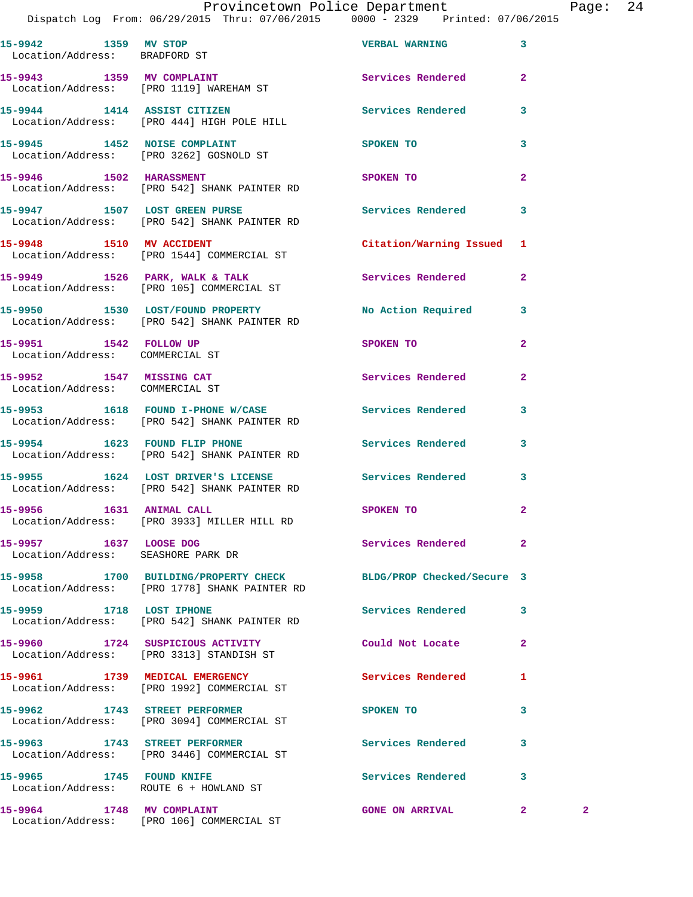15-9942 1359 MV STOP VERBAL WARNING 3
Location/Address: BRADFORD ST

15-9943 1359 MV COMPLAINT Services Rendered 2
Location/Address: [PRO 1119] WAREHAM ST

15-9944 1414 ASSIST CITIZEN Services Rendered 3
Location/Address: [PRO 444] HIGH POLE HILL

15-9945 1452 NOISE COMPLAINT SPOKEN TO 3
Location/Address: [PRO 3262] GOSNOLD ST

15-9946 1502 HARASSMENT SPOKEN TO 2
Location/Address: [PRO 542] SHANK PAINTER RD

15-9947 1507 LOST GREEN PURSE Services Rendered 3
Location/Address: [PRO 542] SHANK PAINTER RD

15-9948 1510 MV ACCIDENT Citation/Warning Issued 1
Location/Address: [PRO 1544] COMMERCIAL ST

15-9949 1526 PARK, WALK & TALK Services Rendered 2
Location/Address: [PRO 105] COMMERCIAL ST

15-9950 1530 LOST/FOUND PROPERTY No Action Required 3
Location/Address: [PRO 542] SHANK PAINTER RD

15-9951 1542 FOLLOW UP SPOKEN TO 2
Location/Address: COMMERCIAL ST

15-9952 1547 MISSING CAT Services Rendered 2
Location/Address: COMMERCIAL ST

15-9953 1618 FOUND I-PHONE W/CASE Services Rendered 3
Location/Address: [PRO 542] SHANK PAINTER RD

15-9954 1623 FOUND FLIP PHONE Services Rendered 3
Location/Address: [PRO 542] SHANK PAINTER RD

15-9955 1624 LOST DRIVER'S LICENSE Services Rendered 3
Location/Address: [PRO 542] SHANK PAINTER RD

15-9956 1631 ANIMAL CALL SPOKEN TO 2
Location/Address: [PRO 3933] MILLER HILL RD

15-9957 1637 LOOSE DOG Services Rendered 2
Location/Address: SEASHORE PARK DR

15-9958 1700 BUILDING/PROPERTY CHECK BLDG/PROP Checked/Secure 3
Location/Address: [PRO 1778] SHANK PAINTER RD

15-9959 1718 LOST IPHONE Services Rendered 3
Location/Address: [PRO 542] SHANK PAINTER RD

15-9960 1724 SUSPICIOUS ACTIVITY Could Not Locate 2
Location/Address: [PRO 3313] STANDISH ST

15-9961 1739 MEDICAL EMERGENCY Services Rendered 1
Location/Address: [PRO 1992] COMMERCIAL ST

15-9962 1743 STREET PERFORMER SPOKEN TO 3
Location/Address: [PRO 3094] COMMERCIAL ST

15-9963 1743 STREET PERFORMER Services Rendered 3
Location/Address: [PRO 3446] COMMERCIAL ST

15-9965 1745 FOUND KNIFE Services Rendered 3
Location/Address: ROUTE 6 + HOWLAND ST

15-9964 1748 MV COMPLAINT GONE ON ARRIVAL 2 2
Location/Address: [PRO 106] COMMERCIAL ST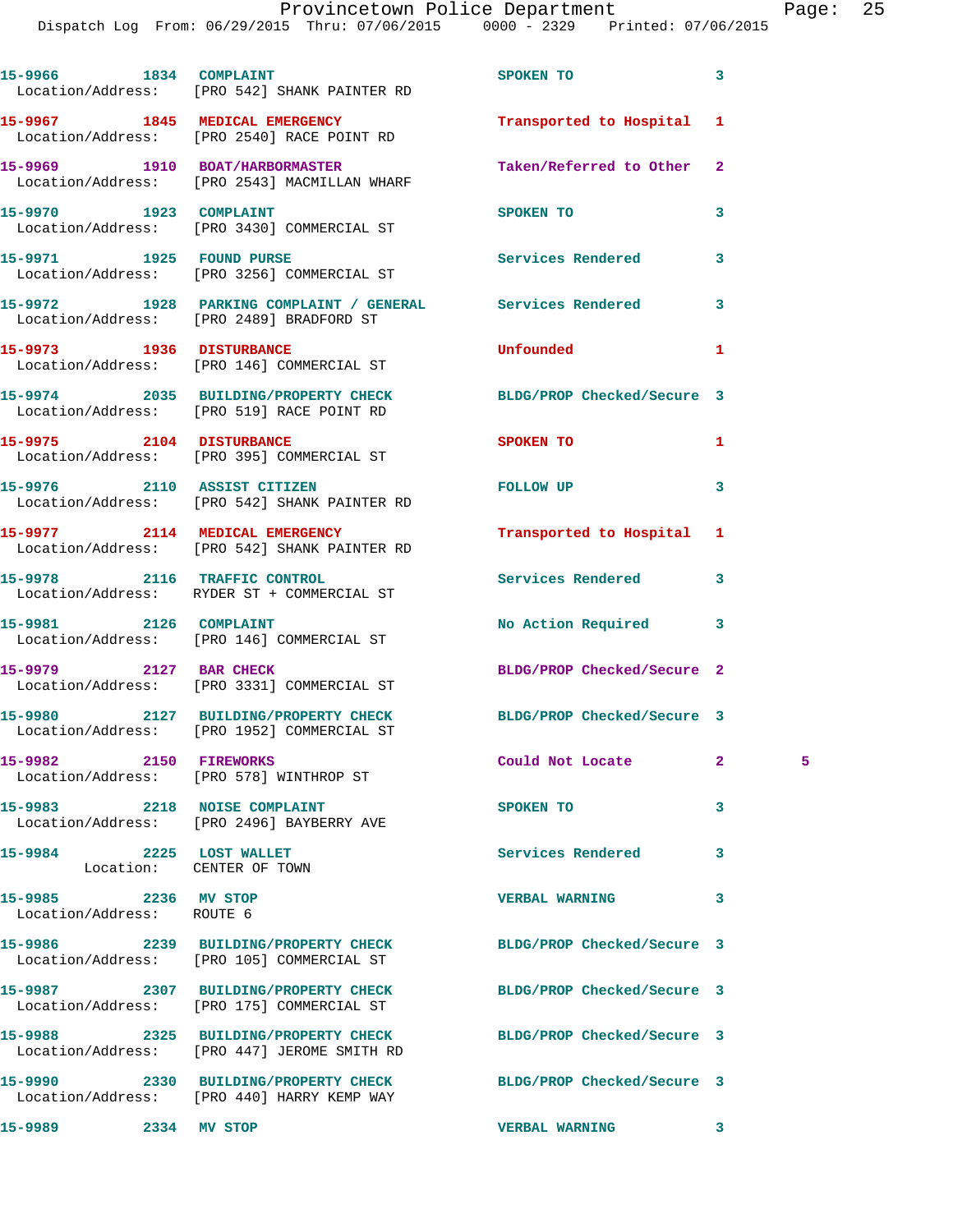15-9966 1834 COMPLAINT SPOKEN TO 3
Location/Address: [PRO 542] SHANK PAINTER RD

15-9967 1845 MEDICAL EMERGENCY Transported to Hospital 1
Location/Address: [PRO 2540] RACE POINT RD

15-9969 1910 BOAT/HARBORMASTER Taken/Referred to Other 2
Location/Address: [PRO 2543] MACMILLAN WHARF

15-9970 1923 COMPLAINT SPOKEN TO 3
Location/Address: [PRO 3430] COMMERCIAL ST

15-9971 1925 FOUND PURSE Services Rendered 3
Location/Address: [PRO 3256] COMMERCIAL ST

15-9972 1928 PARKING COMPLAINT / GENERAL Services Rendered 3
Location/Address: [PRO 2489] BRADFORD ST

15-9973 1936 DISTURBANCE Unfounded 1
Location/Address: [PRO 146] COMMERCIAL ST

15-9974 2035 BUILDING/PROPERTY CHECK BLDG/PROP Checked/Secure 3
Location/Address: [PRO 519] RACE POINT RD

15-9975 2104 DISTURBANCE SPOKEN TO 1
Location/Address: [PRO 395] COMMERCIAL ST

15-9976 2110 ASSIST CITIZEN FOLLOW UP 3
Location/Address: [PRO 542] SHANK PAINTER RD

15-9977 2114 MEDICAL EMERGENCY Transported to Hospital 1
Location/Address: [PRO 542] SHANK PAINTER RD

15-9978 2116 TRAFFIC CONTROL Services Rendered 3
Location/Address: RYDER ST + COMMERCIAL ST

15-9981 2126 COMPLAINT No Action Required 3
Location/Address: [PRO 146] COMMERCIAL ST

15-9979 2127 BAR CHECK BLDG/PROP Checked/Secure 2
Location/Address: [PRO 3331] COMMERCIAL ST

15-9980 2127 BUILDING/PROPERTY CHECK BLDG/PROP Checked/Secure 3
Location/Address: [PRO 1952] COMMERCIAL ST

15-9982 2150 FIREWORKS Could Not Locate 2 5
Location/Address: [PRO 578] WINTHROP ST

15-9983 2218 NOISE COMPLAINT SPOKEN TO 3
Location/Address: [PRO 2496] BAYBERRY AVE

15-9984 2225 LOST WALLET Services Rendered 3
Location: CENTER OF TOWN

15-9985 2236 MV STOP VERBAL WARNING 3
Location/Address: ROUTE 6

15-9986 2239 BUILDING/PROPERTY CHECK BLDG/PROP Checked/Secure 3
Location/Address: [PRO 105] COMMERCIAL ST

15-9987 2307 BUILDING/PROPERTY CHECK BLDG/PROP Checked/Secure 3
Location/Address: [PRO 175] COMMERCIAL ST

15-9988 2325 BUILDING/PROPERTY CHECK BLDG/PROP Checked/Secure 3
Location/Address: [PRO 447] JEROME SMITH RD

15-9990 2330 BUILDING/PROPERTY CHECK BLDG/PROP Checked/Secure 3
Location/Address: [PRO 440] HARRY KEMP WAY

15-9989 2334 MV STOP VERBAL WARNING 3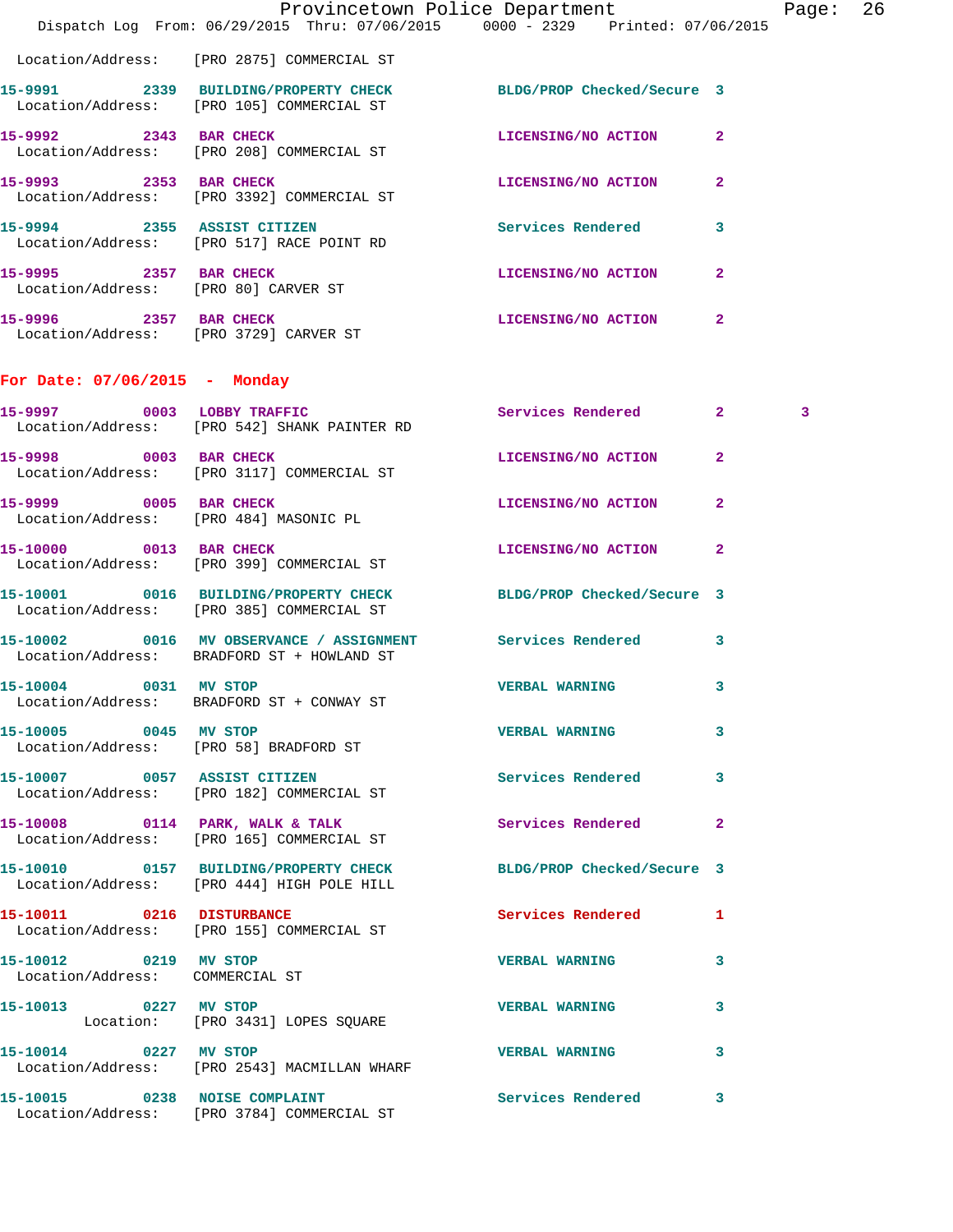Location/Address: [PRO 2875] COMMERCIAL ST

**15-9991** 2339 **BUILDING/PROPERTY CHECK** BLDG/PROP Checked/Secure 3
Location/Address: [PRO 105] COMMERCIAL ST

**15-9992** 2343 **BAR CHECK** LICENSING/NO ACTION 2
Location/Address: [PRO 208] COMMERCIAL ST

**15-9993** 2353 **BAR CHECK** LICENSING/NO ACTION 2
Location/Address: [PRO 3392] COMMERCIAL ST

**15-9994** 2355 **ASSIST CITIZEN** Services Rendered 3
Location/Address: [PRO 517] RACE POINT RD

**15-9995** 2357 **BAR CHECK** LICENSING/NO ACTION 2
Location/Address: [PRO 80] CARVER ST

**15-9996** 2357 **BAR CHECK** LICENSING/NO ACTION 2
Location/Address: [PRO 3729] CARVER ST

## For Date: 07/06/2015 - Monday

**15-9997** 0003 **LOBBY TRAFFIC** Services Rendered 2 3
Location/Address: [PRO 542] SHANK PAINTER RD

**15-9998** 0003 **BAR CHECK** LICENSING/NO ACTION 2
Location/Address: [PRO 3117] COMMERCIAL ST

**15-9999** 0005 **BAR CHECK** LICENSING/NO ACTION 2
Location/Address: [PRO 484] MASONIC PL

**15-10000** 0013 **BAR CHECK** LICENSING/NO ACTION 2
Location/Address: [PRO 399] COMMERCIAL ST

**15-10001** 0016 **BUILDING/PROPERTY CHECK** BLDG/PROP Checked/Secure 3
Location/Address: [PRO 385] COMMERCIAL ST

**15-10002** 0016 **MV OBSERVANCE / ASSIGNMENT** Services Rendered 3
Location/Address: BRADFORD ST + HOWLAND ST

**15-10004** 0031 **MV STOP** VERBAL WARNING 3
Location/Address: BRADFORD ST + CONWAY ST

**15-10005** 0045 **MV STOP** VERBAL WARNING 3
Location/Address: [PRO 58] BRADFORD ST

**15-10007** 0057 **ASSIST CITIZEN** Services Rendered 3
Location/Address: [PRO 182] COMMERCIAL ST

**15-10008** 0114 **PARK, WALK & TALK** Services Rendered 2
Location/Address: [PRO 165] COMMERCIAL ST

**15-10010** 0157 **BUILDING/PROPERTY CHECK** BLDG/PROP Checked/Secure 3
Location/Address: [PRO 444] HIGH POLE HILL

**15-10011** 0216 **DISTURBANCE** Services Rendered 1
Location/Address: [PRO 155] COMMERCIAL ST

**15-10012** 0219 **MV STOP** VERBAL WARNING 3
Location/Address: COMMERCIAL ST

**15-10013** 0227 **MV STOP** VERBAL WARNING 3
Location: [PRO 3431] LOPES SQUARE

**15-10014** 0227 **MV STOP** VERBAL WARNING 3
Location/Address: [PRO 2543] MACMILLAN WHARF

**15-10015** 0238 **NOISE COMPLAINT** Services Rendered 3
Location/Address: [PRO 3784] COMMERCIAL ST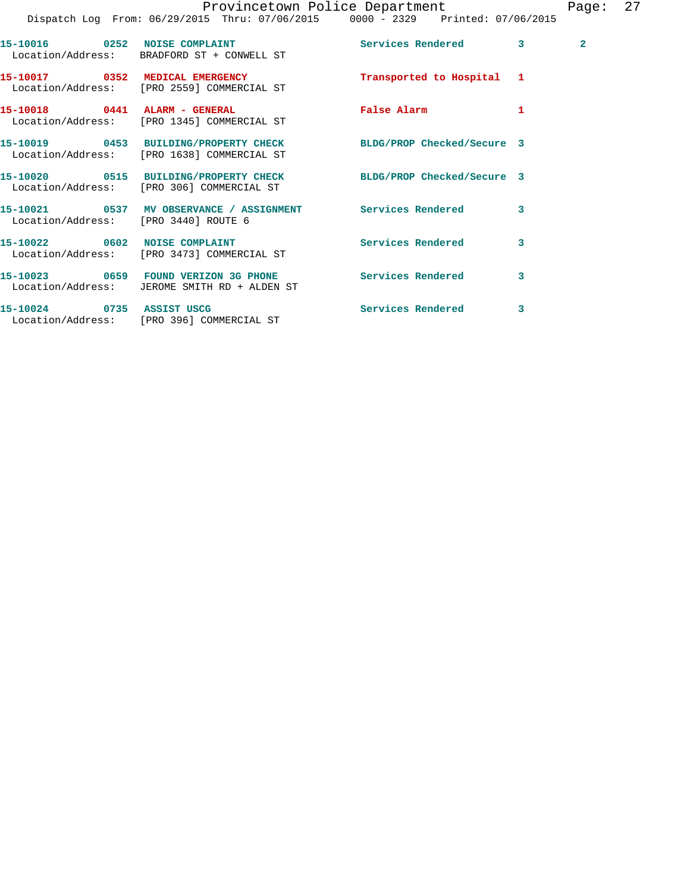| | | | | | |
|---|---|---|---|---|---|
| 15-10016 | 0252 | NOISE COMPLAINT | Services Rendered | 3 | 2 |
| Location/Address: | BRADFORD ST + CONWELL ST | | | | |
| 15-10017 | 0352 | MEDICAL EMERGENCY | Transported to Hospital | 1 | |
| Location/Address: | [PRO 2559] COMMERCIAL ST | | | | |
| 15-10018 | 0441 | ALARM - GENERAL | False Alarm | 1 | |
| Location/Address: | [PRO 1345] COMMERCIAL ST | | | | |
| 15-10019 | 0453 | BUILDING/PROPERTY CHECK | BLDG/PROP Checked/Secure | 3 | |
| Location/Address: | [PRO 1638] COMMERCIAL ST | | | | |
| 15-10020 | 0515 | BUILDING/PROPERTY CHECK | BLDG/PROP Checked/Secure | 3 | |
| Location/Address: | [PRO 306] COMMERCIAL ST | | | | |
| 15-10021 | 0537 | MV OBSERVANCE / ASSIGNMENT | Services Rendered | 3 | |
| Location/Address: | [PRO 3440] ROUTE 6 | | | | |
| 15-10022 | 0602 | NOISE COMPLAINT | Services Rendered | 3 | |
| Location/Address: | [PRO 3473] COMMERCIAL ST | | | | |
| 15-10023 | 0659 | FOUND VERIZON 3G PHONE | Services Rendered | 3 | |
| Location/Address: | JEROME SMITH RD + ALDEN ST | | | | |
| 15-10024 | 0735 | ASSIST USCG | Services Rendered | 3 | |
| Location/Address: | [PRO 396] COMMERCIAL ST | | | | |